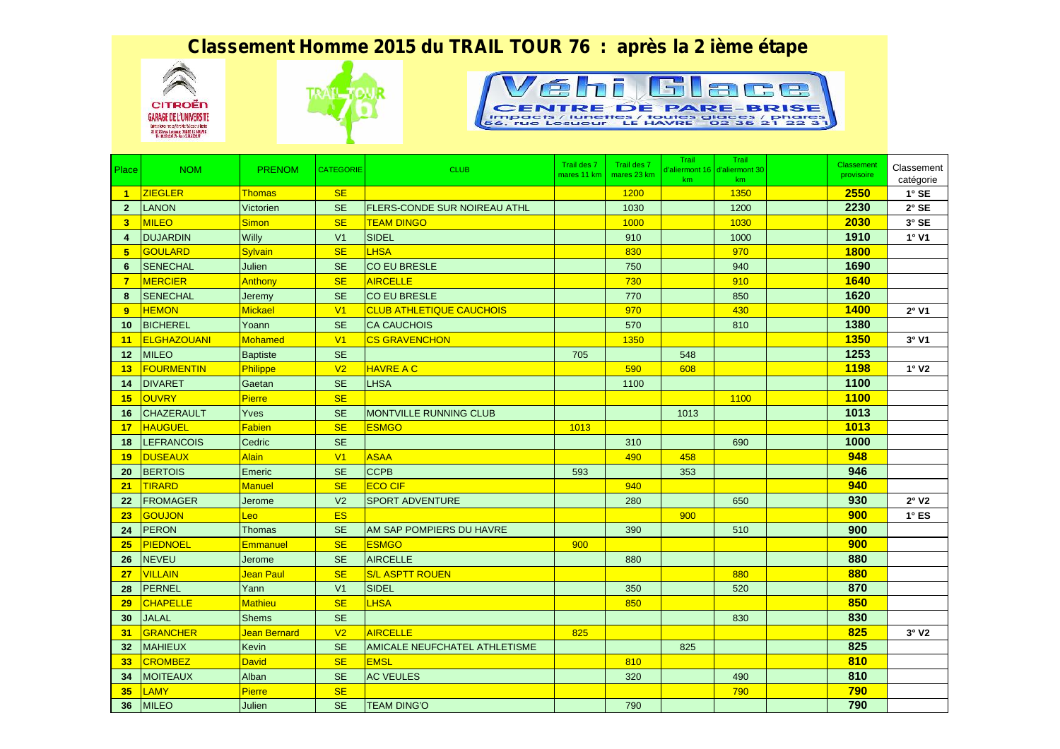# Classement Homme 2015 du TRAIL TOUR 76 : après la 2 ième étape

CITROËN GARAGE DE L'UNIVERSITE

Véhi Glace CENTRE DE PARE-BRISE impacts / lunettes / toutes glaces / phares 56, rue Lesueur LE HAVRE 02 35 21 22 31

| Place | NOM | PRENOM | CATEGORIE | CLUB | Trail des 7 mares 11 km | Trail des 7 mares 23 km | Trail d'aliermont 16 km | Trail d'aliermont 30 km | | Classement provisoire | Classement catégorie |
|---|---|---|---|---|---|---|---|---|---|---|---|
| 1 | ZIEGLER | Thomas | SE | | | 1200 | | 1350 | | 2550 | 1° SE |
| 2 | LANON | Victorien | SE | FLERS-CONDE SUR NOIREAU ATHL | | 1030 | | 1200 | | 2230 | 2° SE |
| 3 | MILEO | Simon | SE | TEAM DINGO | | 1000 | | 1030 | | 2030 | 3° SE |
| 4 | DUJARDIN | Willy | V1 | SIDEL | | 910 | | 1000 | | 1910 | 1° V1 |
| 5 | GOULARD | Sylvain | SE | LHSA | | 830 | | 970 | | 1800 | |
| 6 | SENECHAL | Julien | SE | CO EU BRESLE | | 750 | | 940 | | 1690 | |
| 7 | MERCIER | Anthony | SE | AIRCELLE | | 730 | | 910 | | 1640 | |
| 8 | SENECHAL | Jeremy | SE | CO EU BRESLE | | 770 | | 850 | | 1620 | |
| 9 | HEMON | Mickael | V1 | CLUB ATHLETIQUE CAUCHOIS | | 970 | | 430 | | 1400 | 2° V1 |
| 10 | BICHEREL | Yoann | SE | CA CAUCHOIS | | 570 | | 810 | | 1380 | |
| 11 | ELGHAZOUANI | Mohamed | V1 | CS GRAVENCHON | | 1350 | | | | 1350 | 3° V1 |
| 12 | MILEO | Baptiste | SE | | 705 | | 548 | | | 1253 | |
| 13 | FOURMENTIN | Philippe | V2 | HAVRE A C | | 590 | 608 | | | 1198 | 1° V2 |
| 14 | DIVARET | Gaetan | SE | LHSA | | 1100 | | | | 1100 | |
| 15 | OUVRY | Pierre | SE | | | | | 1100 | | 1100 | |
| 16 | CHAZERAULT | Yves | SE | MONTVILLE RUNNING CLUB | | | 1013 | | | 1013 | |
| 17 | HAUGUEL | Fabien | SE | ESMGO | 1013 | | | | | 1013 | |
| 18 | LEFRANCOIS | Cedric | SE | | | 310 | | 690 | | 1000 | |
| 19 | DUSEAUX | Alain | V1 | ASAA | | 490 | 458 | | | 948 | |
| 20 | BERTOIS | Emeric | SE | CCPB | 593 | | 353 | | | 946 | |
| 21 | TIRARD | Manuel | SE | ECO CIF | | 940 | | | | 940 | |
| 22 | FROMAGER | Jerome | V2 | SPORT ADVENTURE | | 280 | | 650 | | 930 | 2° V2 |
| 23 | GOUJON | Leo | ES | | | | 900 | | | 900 | 1° ES |
| 24 | PERON | Thomas | SE | AM SAP POMPIERS DU HAVRE | | 390 | | 510 | | 900 | |
| 25 | PIEDNOEL | Emmanuel | SE | ESMGO | 900 | | | | | 900 | |
| 26 | NEVEU | Jerome | SE | AIRCELLE | | 880 | | | | 880 | |
| 27 | VILLAIN | Jean Paul | SE | S/L ASPTT ROUEN | | | | 880 | | 880 | |
| 28 | PERNEL | Yann | V1 | SIDEL | | 350 | | 520 | | 870 | |
| 29 | CHAPELLE | Mathieu | SE | LHSA | | 850 | | | | 850 | |
| 30 | JALAL | Shems | SE | | | | | 830 | | 830 | |
| 31 | GRANCHER | Jean Bernard | V2 | AIRCELLE | 825 | | | | | 825 | 3° V2 |
| 32 | MAHIEUX | Kevin | SE | AMICALE NEUFCHATEL ATHLETISME | | | 825 | | | 825 | |
| 33 | CROMBEZ | David | SE | EMSL | | 810 | | | | 810 | |
| 34 | MOITEAUX | Alban | SE | AC VEULES | | 320 | | 490 | | 810 | |
| 35 | LAMY | Pierre | SE | | | | | 790 | | 790 | |
| 36 | MILEO | Julien | SE | TEAM DING'O | | 790 | | | | 790 | |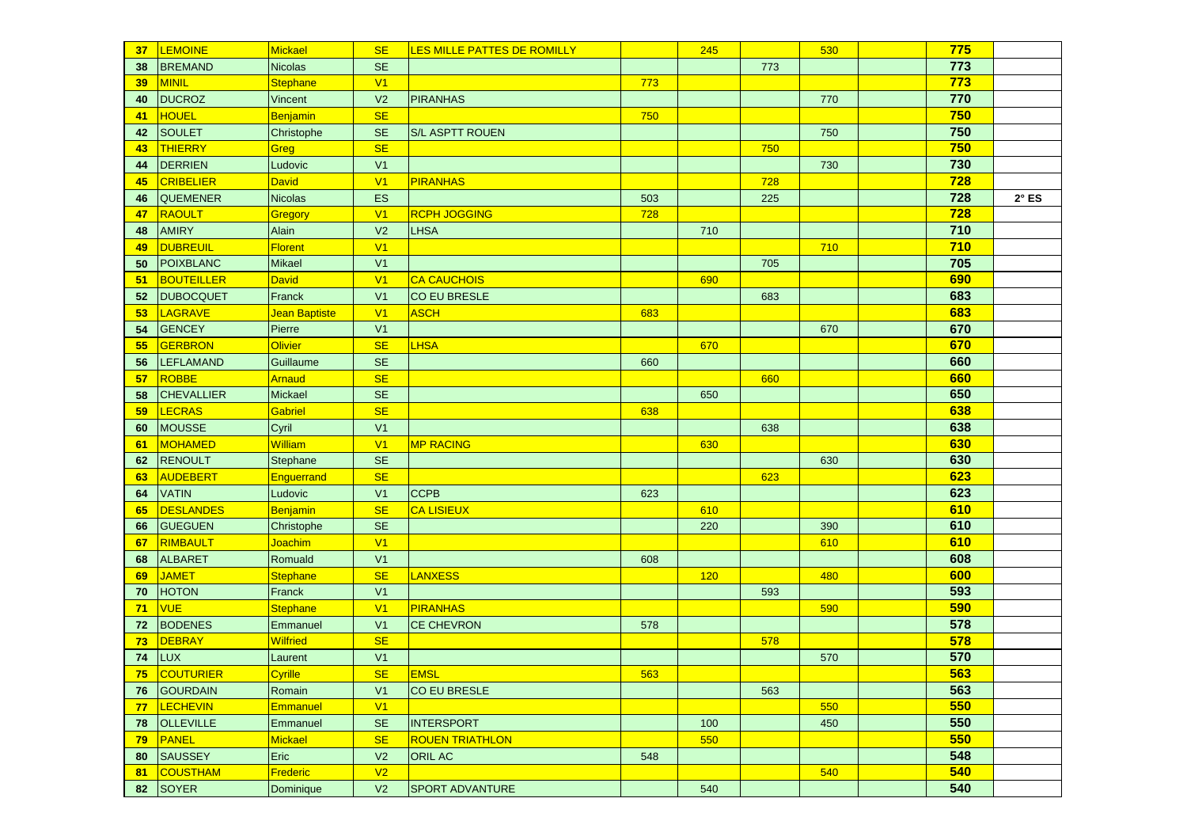| | | | | | | | | | | | |
|---|---|---|---|---|---|---|---|---|---|---|---|
| 37 | LEMOINE | Mickael | SE | LES MILLE PATTES DE ROMILLY | | 245 | | 530 | | 775 | |
| 38 | BREMAND | Nicolas | SE | | | | 773 | | | 773 | |
| 39 | MINIL | Stephane | V1 | | 773 | | | | | 773 | |
| 40 | DUCROZ | Vincent | V2 | PIRANHAS | | | | 770 | | 770 | |
| 41 | HOUEL | Benjamin | SE | | 750 | | | | | 750 | |
| 42 | SOULET | Christophe | SE | S/L ASPTT ROUEN | | | | 750 | | 750 | |
| 43 | THIERRY | Greg | SE | | | | 750 | | | 750 | |
| 44 | DERRIEN | Ludovic | V1 | | | | | 730 | | 730 | |
| 45 | CRIBELIER | David | V1 | PIRANHAS | | | 728 | | | 728 | |
| 46 | QUEMENER | Nicolas | ES | | 503 | | 225 | | | 728 | 2° ES |
| 47 | RAOULT | Gregory | V1 | RCPH JOGGING | 728 | | | | | 728 | |
| 48 | AMIRY | Alain | V2 | LHSA | | 710 | | | | 710 | |
| 49 | DUBREUIL | Florent | V1 | | | | | 710 | | 710 | |
| 50 | POIXBLANC | Mikael | V1 | | | | 705 | | | 705 | |
| 51 | BOUTEILLER | David | V1 | CA CAUCHOIS | | 690 | | | | 690 | |
| 52 | DUBOCQUET | Franck | V1 | CO EU BRESLE | | | 683 | | | 683 | |
| 53 | LAGRAVE | Jean Baptiste | V1 | ASCH | 683 | | | | | 683 | |
| 54 | GENCEY | Pierre | V1 | | | | | 670 | | 670 | |
| 55 | GERBRON | Olivier | SE | LHSA | | 670 | | | | 670 | |
| 56 | LEFLAMAND | Guillaume | SE | | 660 | | | | | 660 | |
| 57 | ROBBE | Arnaud | SE | | | | 660 | | | 660 | |
| 58 | CHEVALLIER | Mickael | SE | | | 650 | | | | 650 | |
| 59 | LECRAS | Gabriel | SE | | 638 | | | | | 638 | |
| 60 | MOUSSE | Cyril | V1 | | | | 638 | | | 638 | |
| 61 | MOHAMED | William | V1 | MP RACING | | 630 | | | | 630 | |
| 62 | RENOULT | Stephane | SE | | | | | 630 | | 630 | |
| 63 | AUDEBERT | Enguerrand | SE | | | | 623 | | | 623 | |
| 64 | VATIN | Ludovic | V1 | CCPB | 623 | | | | | 623 | |
| 65 | DESLANDES | Benjamin | SE | CA LISIEUX | | 610 | | | | 610 | |
| 66 | GUEGUEN | Christophe | SE | | | 220 | | 390 | | 610 | |
| 67 | RIMBAULT | Joachim | V1 | | | | | 610 | | 610 | |
| 68 | ALBARET | Romuald | V1 | | 608 | | | | | 608 | |
| 69 | JAMET | Stephane | SE | LANXESS | | 120 | | 480 | | 600 | |
| 70 | HOTON | Franck | V1 | | | | 593 | | | 593 | |
| 71 | VUE | Stephane | V1 | PIRANHAS | | | | 590 | | 590 | |
| 72 | BODENES | Emmanuel | V1 | CE CHEVRON | 578 | | | | | 578 | |
| 73 | DEBRAY | Wilfried | SE | | | | 578 | | | 578 | |
| 74 | LUX | Laurent | V1 | | | | | 570 | | 570 | |
| 75 | COUTURIER | Cyrille | SE | EMSL | 563 | | | | | 563 | |
| 76 | GOURDAIN | Romain | V1 | CO EU BRESLE | | | 563 | | | 563 | |
| 77 | LECHEVIN | Emmanuel | V1 | | | | | 550 | | 550 | |
| 78 | OLLEVILLE | Emmanuel | SE | INTERSPORT | | 100 | | 450 | | 550 | |
| 79 | PANEL | Mickael | SE | ROUEN TRIATHLON | | 550 | | | | 550 | |
| 80 | SAUSSEY | Eric | V2 | ORIL AC | 548 | | | | | 548 | |
| 81 | COUSTHAM | Frederic | V2 | | | | | 540 | | 540 | |
| 82 | SOYER | Dominique | V2 | SPORT ADVANTURE | | 540 | | | | 540 | |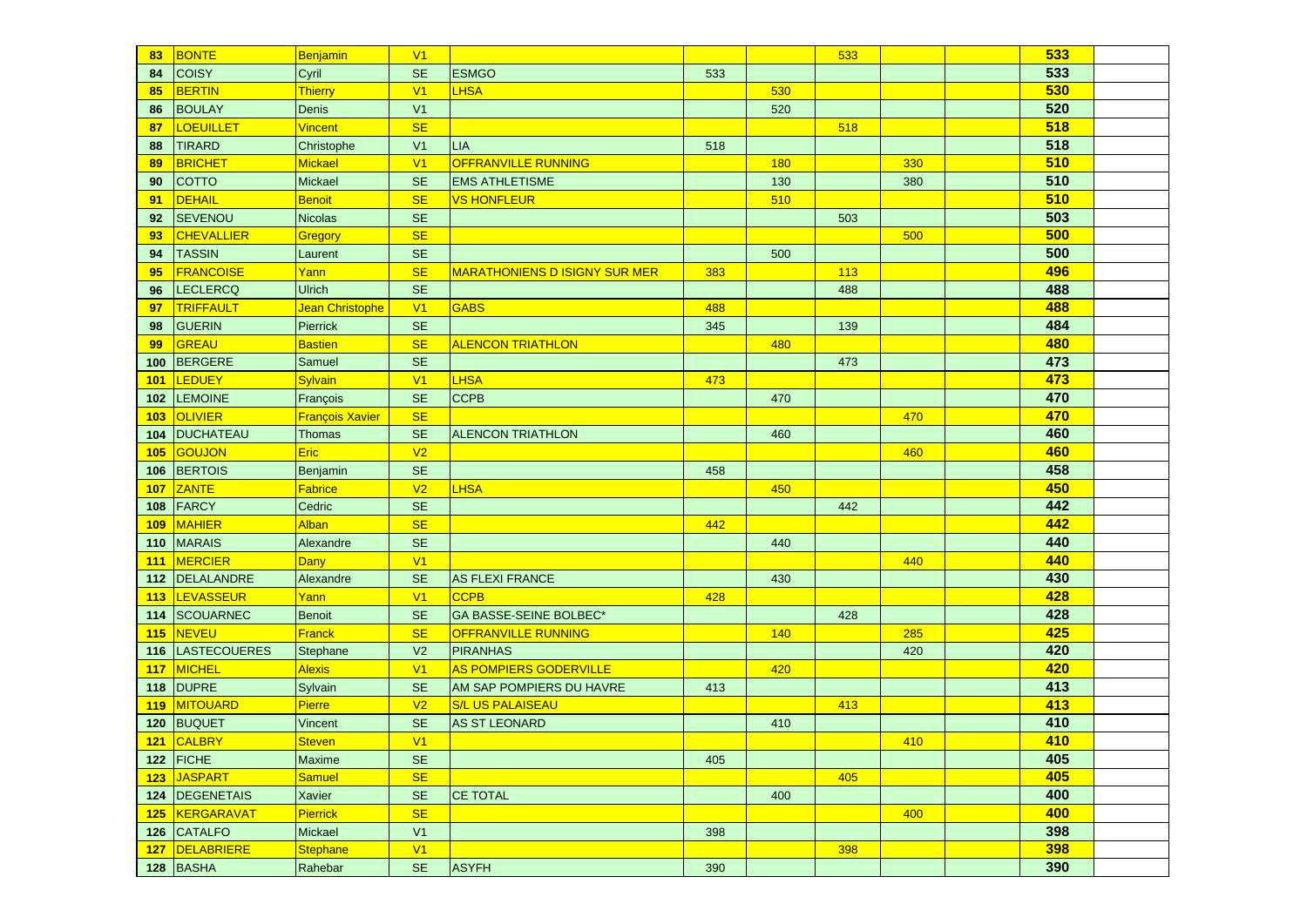| | | | | | | | | | | | |
|---|---|---|---|---|---|---|---|---|---|---|---|
| 83 | BONTE | Benjamin | V1 | | | | 533 | | | 533 | |
| 84 | COISY | Cyril | SE | ESMGO | 533 | | | | | 533 | |
| 85 | BERTIN | Thierry | V1 | LHSA | | 530 | | | | 530 | |
| 86 | BOULAY | Denis | V1 | | | 520 | | | | 520 | |
| 87 | LOEUILLET | Vincent | SE | | | | 518 | | | 518 | |
| 88 | TIRARD | Christophe | V1 | LIA | 518 | | | | | 518 | |
| 89 | BRICHET | Mickael | V1 | OFFRANVILLE RUNNING | | 180 | | 330 | | 510 | |
| 90 | COTTO | Mickael | SE | EMS ATHLETISME | | 130 | | 380 | | 510 | |
| 91 | DEHAIL | Benoit | SE | VS HONFLEUR | | 510 | | | | 510 | |
| 92 | SEVENOU | Nicolas | SE | | | | 503 | | | 503 | |
| 93 | CHEVALLIER | Gregory | SE | | | | | 500 | | 500 | |
| 94 | TASSIN | Laurent | SE | | | 500 | | | | 500 | |
| 95 | FRANCOISE | Yann | SE | MARATHONIENS D ISIGNY SUR MER | 383 | | 113 | | | 496 | |
| 96 | LECLERCQ | Ulrich | SE | | | | 488 | | | 488 | |
| 97 | TRIFFAULT | Jean Christophe | V1 | GABS | 488 | | | | | 488 | |
| 98 | GUERIN | Pierrick | SE | | 345 | | 139 | | | 484 | |
| 99 | GREAU | Bastien | SE | ALENCON TRIATHLON | | 480 | | | | 480 | |
| 100 | BERGERE | Samuel | SE | | | | 473 | | | 473 | |
| 101 | LEDUEY | Sylvain | V1 | LHSA | 473 | | | | | 473 | |
| 102 | LEMOINE | François | SE | CCPB | | 470 | | | | 470 | |
| 103 | OLIVIER | François Xavier | SE | | | | | 470 | | 470 | |
| 104 | DUCHATEAU | Thomas | SE | ALENCON TRIATHLON | | 460 | | | | 460 | |
| 105 | GOUJON | Eric | V2 | | | | | 460 | | 460 | |
| 106 | BERTOIS | Benjamin | SE | | 458 | | | | | 458 | |
| 107 | ZANTE | Fabrice | V2 | LHSA | | 450 | | | | 450 | |
| 108 | FARCY | Cedric | SE | | | | 442 | | | 442 | |
| 109 | MAHIER | Alban | SE | | 442 | | | | | 442 | |
| 110 | MARAIS | Alexandre | SE | | | 440 | | | | 440 | |
| 111 | MERCIER | Dany | V1 | | | | | 440 | | 440 | |
| 112 | DELALANDRE | Alexandre | SE | AS FLEXI FRANCE | | 430 | | | | 430 | |
| 113 | LEVASSEUR | Yann | V1 | CCPB | 428 | | | | | 428 | |
| 114 | SCOUARNEC | Benoit | SE | GA BASSE-SEINE BOLBEC* | | | 428 | | | 428 | |
| 115 | NEVEU | Franck | SE | OFFRANVILLE RUNNING | | 140 | | 285 | | 425 | |
| 116 | LASTECOUERES | Stephane | V2 | PIRANHAS | | | | 420 | | 420 | |
| 117 | MICHEL | Alexis | V1 | AS POMPIERS GODERVILLE | | 420 | | | | 420 | |
| 118 | DUPRE | Sylvain | SE | AM SAP POMPIERS DU HAVRE | 413 | | | | | 413 | |
| 119 | MITOUARD | Pierre | V2 | S/L US PALAISEAU | | | 413 | | | 413 | |
| 120 | BUQUET | Vincent | SE | AS ST LEONARD | | 410 | | | | 410 | |
| 121 | CALBRY | Steven | V1 | | | | | 410 | | 410 | |
| 122 | FICHE | Maxime | SE | | 405 | | | | | 405 | |
| 123 | JASPART | Samuel | SE | | | | 405 | | | 405 | |
| 124 | DEGENETAIS | Xavier | SE | CE TOTAL | | 400 | | | | 400 | |
| 125 | KERGARAVAT | Pierrick | SE | | | | | 400 | | 400 | |
| 126 | CATALFO | Mickael | V1 | | 398 | | | | | 398 | |
| 127 | DELABRIERE | Stephane | V1 | | | | 398 | | | 398 | |
| 128 | BASHA | Rahebar | SE | ASYFH | 390 | | | | | 390 | |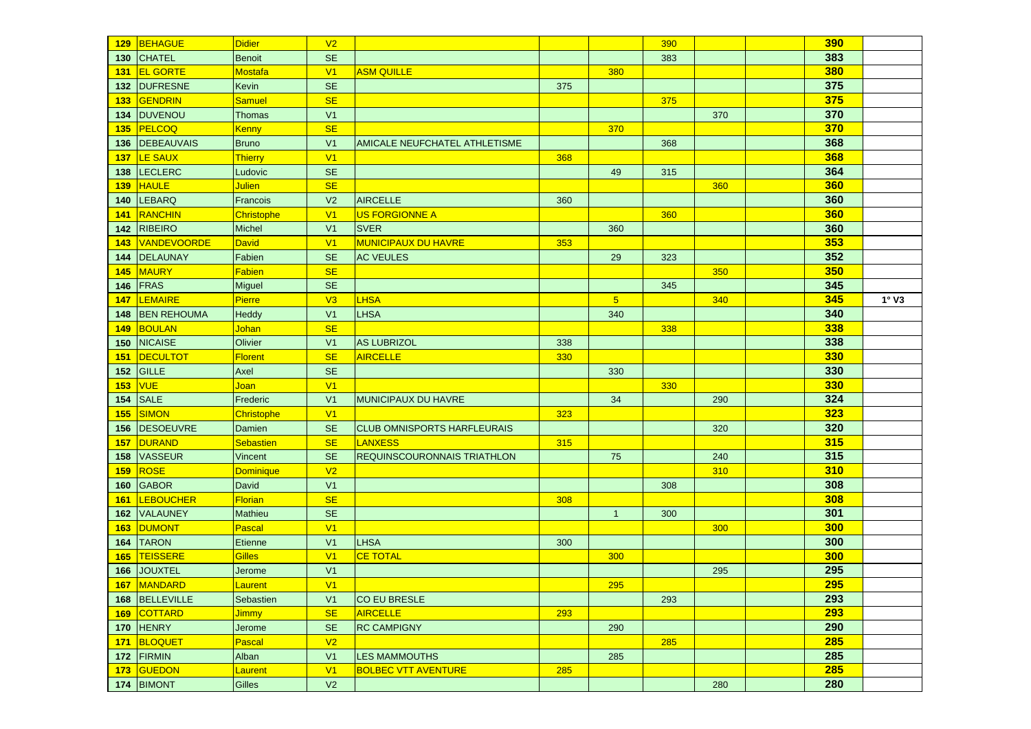| | | | | | | | | | | | |
|---|---|---|---|---|---|---|---|---|---|---|---|
| 129 | BEHAGUE | Didier | V2 | | | | 390 | | | 390 | |
| 130 | CHATEL | Benoit | SE | | | | 383 | | | 383 | |
| 131 | EL GORTE | Mostafa | V1 | ASM QUILLE | | 380 | | | | 380 | |
| 132 | DUFRESNE | Kevin | SE | | 375 | | | | | 375 | |
| 133 | GENDRIN | Samuel | SE | | | | 375 | | | 375 | |
| 134 | DUVENOU | Thomas | V1 | | | | | 370 | | 370 | |
| 135 | PELCOQ | Kenny | SE | | | 370 | | | | 370 | |
| 136 | DEBEAUVAIS | Bruno | V1 | AMICALE NEUFCHATEL ATHLETISME | | | 368 | | | 368 | |
| 137 | LE SAUX | Thierry | V1 | | 368 | | | | | 368 | |
| 138 | LECLERC | Ludovic | SE | | | 49 | 315 | | | 364 | |
| 139 | HAULE | Julien | SE | | | | | 360 | | 360 | |
| 140 | LEBARQ | Francois | V2 | AIRCELLE | 360 | | | | | 360 | |
| 141 | RANCHIN | Christophe | V1 | US FORGIONNE A | | | 360 | | | 360 | |
| 142 | RIBEIRO | Michel | V1 | SVER | | 360 | | | | 360 | |
| 143 | VANDEVOORDE | David | V1 | MUNICIPAUX DU HAVRE | 353 | | | | | 353 | |
| 144 | DELAUNAY | Fabien | SE | AC VEULES | | 29 | 323 | | | 352 | |
| 145 | MAURY | Fabien | SE | | | | | 350 | | 350 | |
| 146 | FRAS | Miguel | SE | | | | 345 | | | 345 | |
| 147 | LEMAIRE | Pierre | V3 | LHSA | | 5 | | 340 | | 345 | 1° V3 |
| 148 | BEN REHOUMA | Heddy | V1 | LHSA | | 340 | | | | 340 | |
| 149 | BOULAN | Johan | SE | | | | 338 | | | 338 | |
| 150 | NICAISE | Olivier | V1 | AS LUBRIZOL | 338 | | | | | 338 | |
| 151 | DECULTOT | Florent | SE | AIRCELLE | 330 | | | | | 330 | |
| 152 | GILLE | Axel | SE | | | 330 | | | | 330 | |
| 153 | VUE | Joan | V1 | | | | 330 | | | 330 | |
| 154 | SALE | Frederic | V1 | MUNICIPAUX DU HAVRE | | 34 | | 290 | | 324 | |
| 155 | SIMON | Christophe | V1 | | 323 | | | | | 323 | |
| 156 | DESOEUVRE | Damien | SE | CLUB OMNISPORTS HARFLEURAIS | | | | 320 | | 320 | |
| 157 | DURAND | Sebastien | SE | LANXESS | 315 | | | | | 315 | |
| 158 | VASSEUR | Vincent | SE | REQUINSCOURONNAIS TRIATHLON | | 75 | | 240 | | 315 | |
| 159 | ROSE | Dominique | V2 | | | | | 310 | | 310 | |
| 160 | GABOR | David | V1 | | | | 308 | | | 308 | |
| 161 | LEBOUCHER | Florian | SE | | 308 | | | | | 308 | |
| 162 | VALAUNEY | Mathieu | SE | | | 1 | 300 | | | 301 | |
| 163 | DUMONT | Pascal | V1 | | | | | 300 | | 300 | |
| 164 | TARON | Etienne | V1 | LHSA | 300 | | | | | 300 | |
| 165 | TEISSERE | Gilles | V1 | CE TOTAL | | 300 | | | | 300 | |
| 166 | JOUXTEL | Jerome | V1 | | | | | 295 | | 295 | |
| 167 | MANDARD | Laurent | V1 | | | 295 | | | | 295 | |
| 168 | BELLEVILLE | Sebastien | V1 | CO EU BRESLE | | | 293 | | | 293 | |
| 169 | COTTARD | Jimmy | SE | AIRCELLE | 293 | | | | | 293 | |
| 170 | HENRY | Jerome | SE | RC CAMPIGNY | | 290 | | | | 290 | |
| 171 | BLOQUET | Pascal | V2 | | | | 285 | | | 285 | |
| 172 | FIRMIN | Alban | V1 | LES MAMMOUTHS | | 285 | | | | 285 | |
| 173 | GUEDON | Laurent | V1 | BOLBEC VTT AVENTURE | 285 | | | | | 285 | |
| 174 | BIMONT | Gilles | V2 | | | | | 280 | | 280 | |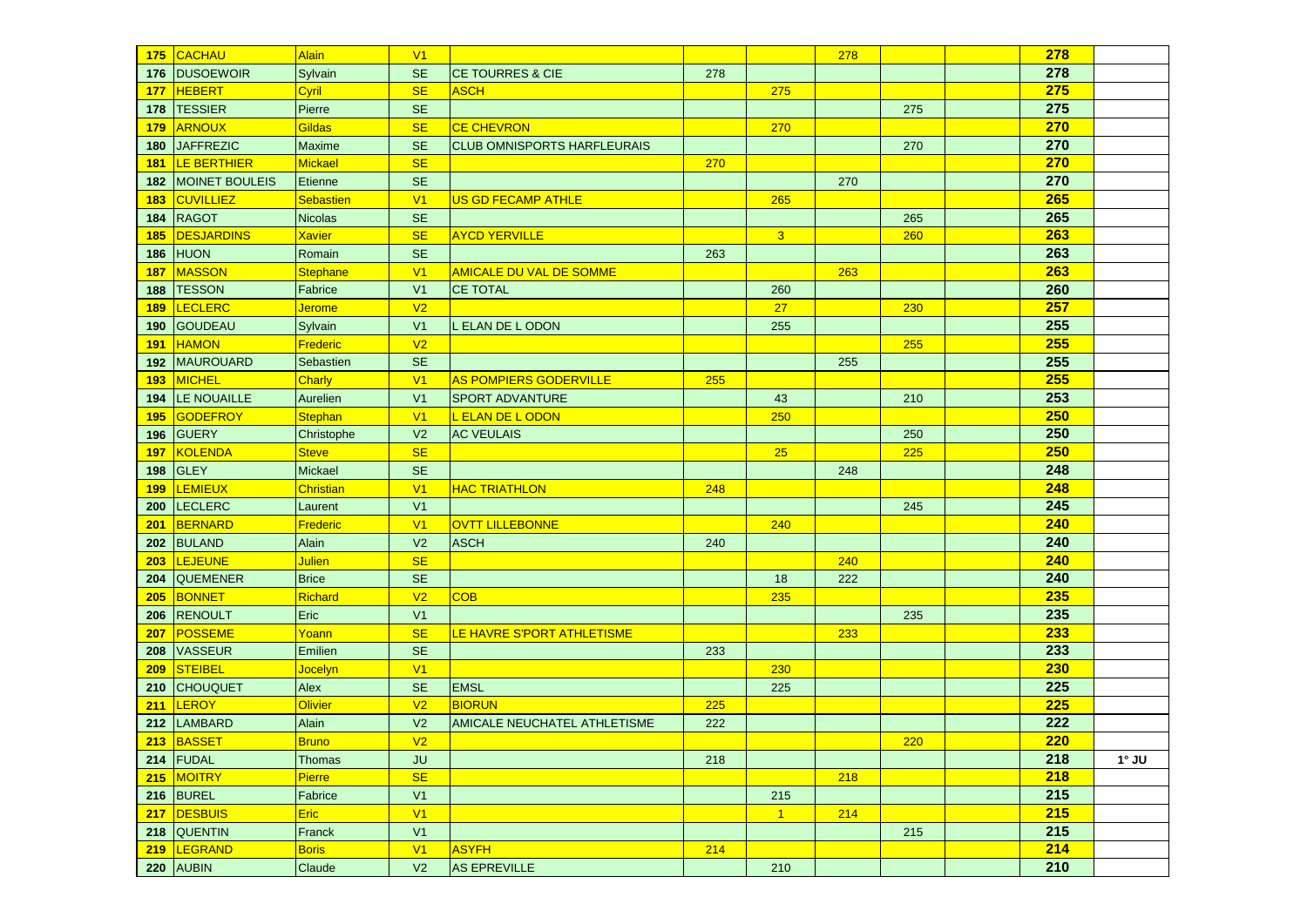| | | | | | | | | | | | |
|---|---|---|---|---|---|---|---|---|---|---|---|
| 175 | CACHAU | Alain | V1 | | | | 278 | | | 278 | |
| 176 | DUSOEWOIR | Sylvain | SE | CE TOURRES & CIE | 278 | | | | | 278 | |
| 177 | HEBERT | Cyril | SE | ASCH | | 275 | | | | 275 | |
| 178 | TESSIER | Pierre | SE | | | | | 275 | | 275 | |
| 179 | ARNOUX | Gildas | SE | CE CHEVRON | | 270 | | | | 270 | |
| 180 | JAFFREZIC | Maxime | SE | CLUB OMNISPORTS HARFLEURAIS | | | | 270 | | 270 | |
| 181 | LE BERTHIER | Mickael | SE | | 270 | | | | | 270 | |
| 182 | MOINET BOULEIS | Etienne | SE | | | | 270 | | | 270 | |
| 183 | CUVILLIEZ | Sebastien | V1 | US GD FECAMP ATHLE | | 265 | | | | 265 | |
| 184 | RAGOT | Nicolas | SE | | | | | 265 | | 265 | |
| 185 | DESJARDINS | Xavier | SE | AYCD YERVILLE | | 3 | | 260 | | 263 | |
| 186 | HUON | Romain | SE | | 263 | | | | | 263 | |
| 187 | MASSON | Stephane | V1 | AMICALE DU VAL DE SOMME | | | 263 | | | 263 | |
| 188 | TESSON | Fabrice | V1 | CE TOTAL | | 260 | | | | 260 | |
| 189 | LECLERC | Jerome | V2 | | | 27 | | 230 | | 257 | |
| 190 | GOUDEAU | Sylvain | V1 | L ELAN DE L ODON | | 255 | | | | 255 | |
| 191 | HAMON | Frederic | V2 | | | | | 255 | | 255 | |
| 192 | MAUROUARD | Sebastien | SE | | | | 255 | | | 255 | |
| 193 | MICHEL | Charly | V1 | AS POMPIERS GODERVILLE | 255 | | | | | 255 | |
| 194 | LE NOUAILLE | Aurelien | V1 | SPORT ADVANTURE | | 43 | | 210 | | 253 | |
| 195 | GODEFROY | Stephan | V1 | L ELAN DE L ODON | | 250 | | | | 250 | |
| 196 | GUERY | Christophe | V2 | AC VEULAIS | | | | 250 | | 250 | |
| 197 | KOLENDA | Steve | SE | | | 25 | | 225 | | 250 | |
| 198 | GLEY | Mickael | SE | | | | 248 | | | 248 | |
| 199 | LEMIEUX | Christian | V1 | HAC TRIATHLON | 248 | | | | | 248 | |
| 200 | LECLERC | Laurent | V1 | | | | | 245 | | 245 | |
| 201 | BERNARD | Frederic | V1 | OVTT LILLEBONNE | | 240 | | | | 240 | |
| 202 | BULAND | Alain | V2 | ASCH | 240 | | | | | 240 | |
| 203 | LEJEUNE | Julien | SE | | | | 240 | | | 240 | |
| 204 | QUEMENER | Brice | SE | | | 18 | 222 | | | 240 | |
| 205 | BONNET | Richard | V2 | COB | | 235 | | | | 235 | |
| 206 | RENOULT | Eric | V1 | | | | | 235 | | 235 | |
| 207 | POSSEME | Yoann | SE | LE HAVRE S'PORT ATHLETISME | | | 233 | | | 233 | |
| 208 | VASSEUR | Emilien | SE | | 233 | | | | | 233 | |
| 209 | STEIBEL | Jocelyn | V1 | | | 230 | | | | 230 | |
| 210 | CHOUQUET | Alex | SE | EMSL | | 225 | | | | 225 | |
| 211 | LEROY | Olivier | V2 | BIORUN | 225 | | | | | 225 | |
| 212 | LAMBARD | Alain | V2 | AMICALE NEUCHATEL ATHLETISME | 222 | | | | | 222 | |
| 213 | BASSET | Bruno | V2 | | | | | 220 | | 220 | |
| 214 | FUDAL | Thomas | JU | | 218 | | | | | 218 | 1° JU |
| 215 | MOITRY | Pierre | SE | | | | 218 | | | 218 | |
| 216 | BUREL | Fabrice | V1 | | | 215 | | | | 215 | |
| 217 | DESBUIS | Eric | V1 | | | 1 | 214 | | | 215 | |
| 218 | QUENTIN | Franck | V1 | | | | | 215 | | 215 | |
| 219 | LEGRAND | Boris | V1 | ASYFH | 214 | | | | | 214 | |
| 220 | AUBIN | Claude | V2 | AS EPREVILLE | | 210 | | | | 210 | |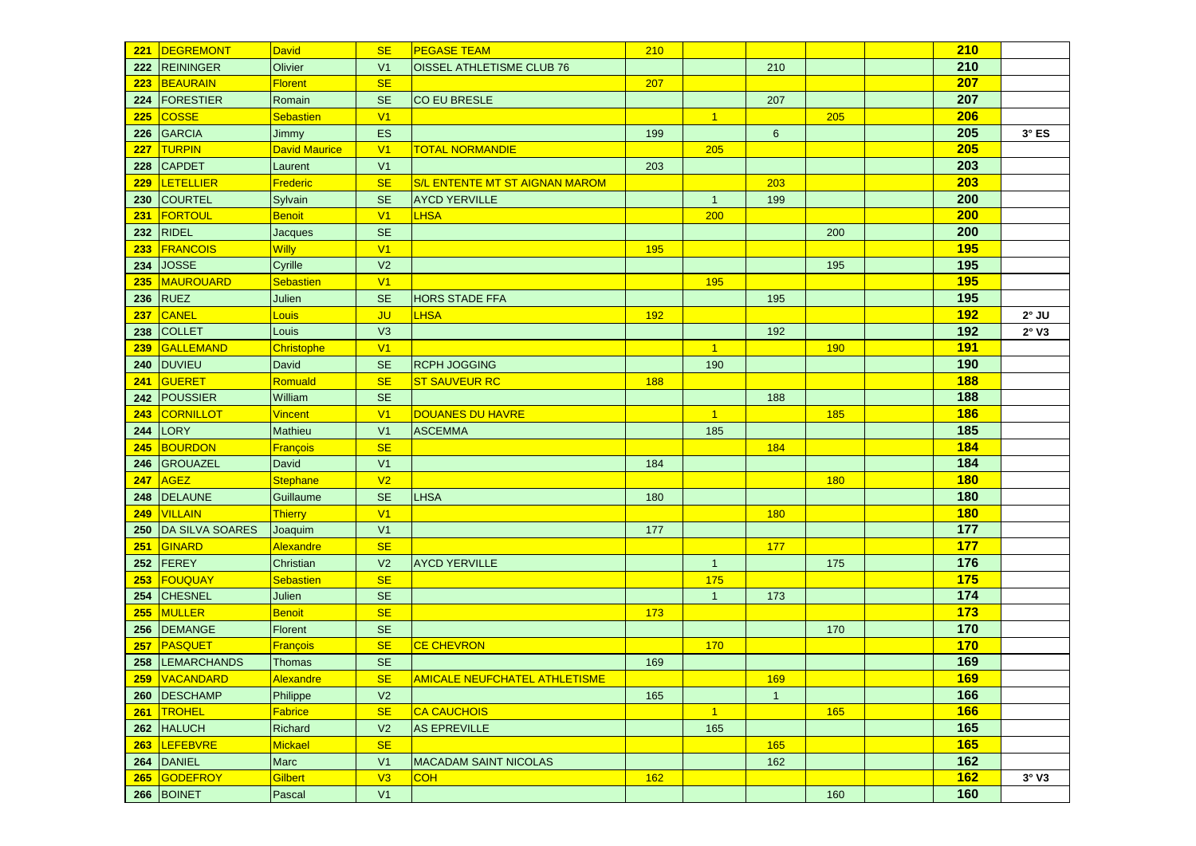| | | | | | | | | | | | |
|---|---|---|---|---|---|---|---|---|---|---|---|
| 221 | DEGREMONT | David | SE | PEGASE TEAM | 210 | | | | | 210 | |
| 222 | REININGER | Olivier | V1 | OISSEL ATHLETISME CLUB 76 | | | 210 | | | 210 | |
| 223 | BEAURAIN | Florent | SE | | 207 | | | | | 207 | |
| 224 | FORESTIER | Romain | SE | CO EU BRESLE | | | 207 | | | 207 | |
| 225 | COSSE | Sebastien | V1 | | | 1 | | 205 | | 206 | |
| 226 | GARCIA | Jimmy | ES | | 199 | | 6 | | | 205 | 3° ES |
| 227 | TURPIN | David Maurice | V1 | TOTAL NORMANDIE | | 205 | | | | 205 | |
| 228 | CAPDET | Laurent | V1 | | 203 | | | | | 203 | |
| 229 | LETELLIER | Frederic | SE | S/L ENTENTE MT ST AIGNAN MAROM | | | 203 | | | 203 | |
| 230 | COURTEL | Sylvain | SE | AYCD YERVILLE | | 1 | 199 | | | 200 | |
| 231 | FORTOUL | Benoit | V1 | LHSA | | 200 | | | | 200 | |
| 232 | RIDEL | Jacques | SE | | | | | 200 | | 200 | |
| 233 | FRANCOIS | Willy | V1 | | 195 | | | | | 195 | |
| 234 | JOSSE | Cyrille | V2 | | | | | 195 | | 195 | |
| 235 | MAUROUARD | Sebastien | V1 | | | 195 | | | | 195 | |
| 236 | RUEZ | Julien | SE | HORS STADE FFA | | | 195 | | | 195 | |
| 237 | CANEL | Louis | JU | LHSA | 192 | | | | | 192 | 2° JU |
| 238 | COLLET | Louis | V3 | | | | 192 | | | 192 | 2° V3 |
| 239 | GALLEMAND | Christophe | V1 | | | 1 | | 190 | | 191 | |
| 240 | DUVIEU | David | SE | RCPH JOGGING | | 190 | | | | 190 | |
| 241 | GUERET | Romuald | SE | ST SAUVEUR RC | 188 | | | | | 188 | |
| 242 | POUSSIER | William | SE | | | | 188 | | | 188 | |
| 243 | CORNILLOT | Vincent | V1 | DOUANES DU HAVRE | | 1 | | 185 | | 186 | |
| 244 | LORY | Mathieu | V1 | ASCEMMA | | 185 | | | | 185 | |
| 245 | BOURDON | François | SE | | | | 184 | | | 184 | |
| 246 | GROUAZEL | David | V1 | | 184 | | | | | 184 | |
| 247 | AGEZ | Stephane | V2 | | | | | 180 | | 180 | |
| 248 | DELAUNE | Guillaume | SE | LHSA | 180 | | | | | 180 | |
| 249 | VILLAIN | Thierry | V1 | | | | 180 | | | 180 | |
| 250 | DA SILVA SOARES | Joaquim | V1 | | 177 | | | | | 177 | |
| 251 | GINARD | Alexandre | SE | | | | 177 | | | 177 | |
| 252 | FEREY | Christian | V2 | AYCD YERVILLE | | 1 | | 175 | | 176 | |
| 253 | FOUQUAY | Sebastien | SE | | | 175 | | | | 175 | |
| 254 | CHESNEL | Julien | SE | | | 1 | 173 | | | 174 | |
| 255 | MULLER | Benoit | SE | | 173 | | | | | 173 | |
| 256 | DEMANGE | Florent | SE | | | | | 170 | | 170 | |
| 257 | PASQUET | François | SE | CE CHEVRON | | 170 | | | | 170 | |
| 258 | LEMARCHANDS | Thomas | SE | | 169 | | | | | 169 | |
| 259 | VACANDARD | Alexandre | SE | AMICALE NEUFCHATEL ATHLETISME | | | 169 | | | 169 | |
| 260 | DESCHAMP | Philippe | V2 | | 165 | | 1 | | | 166 | |
| 261 | TROHEL | Fabrice | SE | CA CAUCHOIS | | 1 | | 165 | | 166 | |
| 262 | HALUCH | Richard | V2 | AS EPREVILLE | | 165 | | | | 165 | |
| 263 | LEFEBVRE | Mickael | SE | | | | 165 | | | 165 | |
| 264 | DANIEL | Marc | V1 | MACADAM SAINT NICOLAS | | | 162 | | | 162 | |
| 265 | GODEFROY | Gilbert | V3 | COH | 162 | | | | | 162 | 3° V3 |
| 266 | BOINET | Pascal | V1 | | | | | 160 | | 160 | |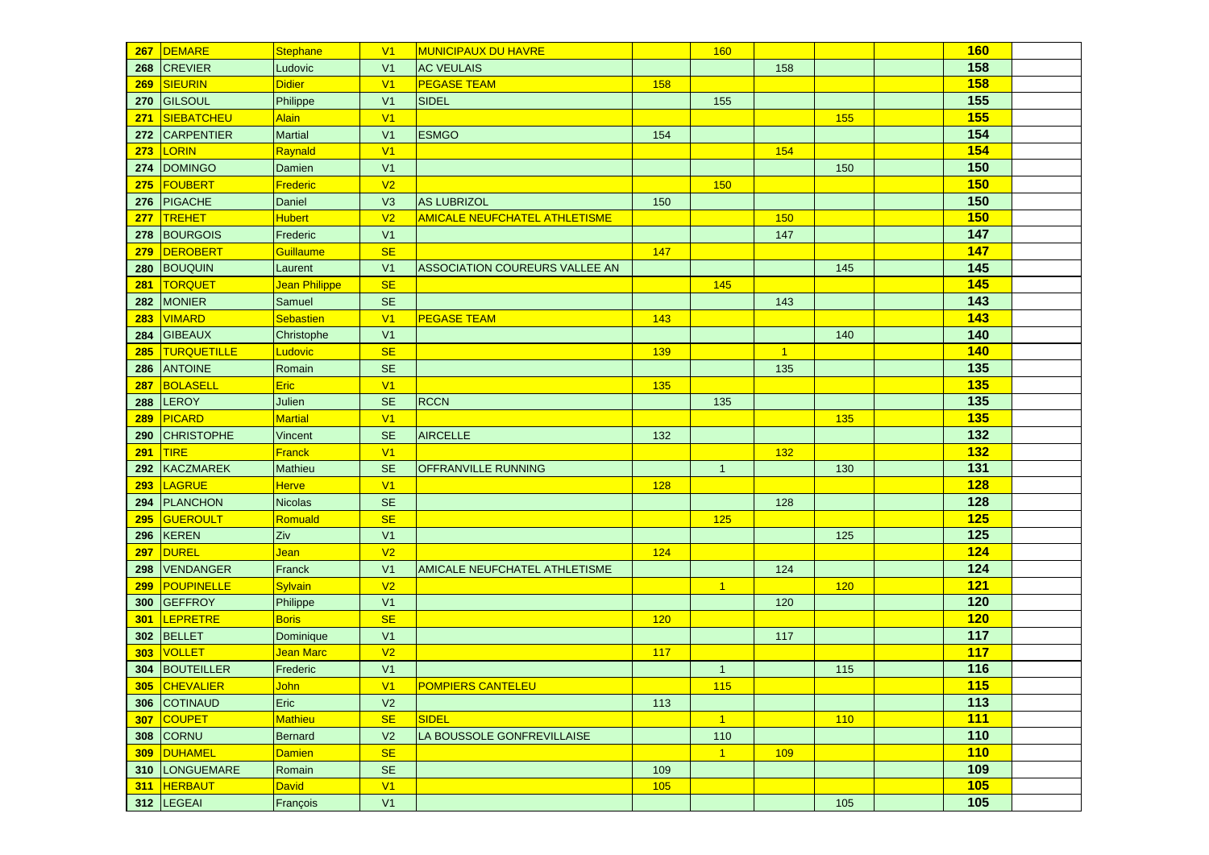| | | | | | | | | | | | |
|---|---|---|---|---|---|---|---|---|---|---|---|
| **267** | DEMARE | Stephane | V1 | MUNICIPAUX DU HAVRE | | 160 | | | | **160** | |
| **268** | CREVIER | Ludovic | V1 | AC VEULAIS | | | 158 | | | **158** | |
| **269** | SIEURIN | Didier | V1 | PEGASE TEAM | 158 | | | | | **158** | |
| **270** | GILSOUL | Philippe | V1 | SIDEL | | 155 | | | | **155** | |
| **271** | SIEBATCHEU | Alain | V1 | | | | | 155 | | **155** | |
| **272** | CARPENTIER | Martial | V1 | ESMGO | 154 | | | | | **154** | |
| **273** | LORIN | Raynald | V1 | | | | 154 | | | **154** | |
| **274** | DOMINGO | Damien | V1 | | | | | 150 | | **150** | |
| **275** | FOUBERT | Frederic | V2 | | | 150 | | | | **150** | |
| **276** | PIGACHE | Daniel | V3 | AS LUBRIZOL | 150 | | | | | **150** | |
| **277** | TREHET | Hubert | V2 | AMICALE NEUFCHATEL ATHLETISME | | | 150 | | | **150** | |
| **278** | BOURGOIS | Frederic | V1 | | | | 147 | | | **147** | |
| **279** | DEROBERT | Guillaume | SE | | 147 | | | | | **147** | |
| **280** | BOUQUIN | Laurent | V1 | ASSOCIATION COUREURS VALLEE AN | | | | 145 | | **145** | |
| **281** | TORQUET | Jean Philippe | SE | | | 145 | | | | **145** | |
| **282** | MONIER | Samuel | SE | | | | 143 | | | **143** | |
| **283** | VIMARD | Sebastien | V1 | PEGASE TEAM | 143 | | | | | **143** | |
| **284** | GIBEAUX | Christophe | V1 | | | | | 140 | | **140** | |
| **285** | TURQUETILLE | Ludovic | SE | | 139 | | 1 | | | **140** | |
| **286** | ANTOINE | Romain | SE | | | | 135 | | | **135** | |
| **287** | BOLASELL | Eric | V1 | | 135 | | | | | **135** | |
| **288** | LEROY | Julien | SE | RCCN | | 135 | | | | **135** | |
| **289** | PICARD | Martial | V1 | | | | | 135 | | **135** | |
| **290** | CHRISTOPHE | Vincent | SE | AIRCELLE | 132 | | | | | **132** | |
| **291** | TIRE | Franck | V1 | | | | 132 | | | **132** | |
| **292** | KACZMAREK | Mathieu | SE | OFFRANVILLE RUNNING | | 1 | | 130 | | **131** | |
| **293** | LAGRUE | Herve | V1 | | 128 | | | | | **128** | |
| **294** | PLANCHON | Nicolas | SE | | | | 128 | | | **128** | |
| **295** | GUEROULT | Romuald | SE | | | 125 | | | | **125** | |
| **296** | KEREN | Ziv | V1 | | | | | 125 | | **125** | |
| **297** | DUREL | Jean | V2 | | 124 | | | | | **124** | |
| **298** | VENDANGER | Franck | V1 | AMICALE NEUFCHATEL ATHLETISME | | | 124 | | | **124** | |
| **299** | POUPINELLE | Sylvain | V2 | | | 1 | | 120 | | **121** | |
| **300** | GEFFROY | Philippe | V1 | | | | 120 | | | **120** | |
| **301** | LEPRETRE | Boris | SE | | 120 | | | | | **120** | |
| **302** | BELLET | Dominique | V1 | | | | 117 | | | **117** | |
| **303** | VOLLET | Jean Marc | V2 | | 117 | | | | | **117** | |
| **304** | BOUTEILLER | Frederic | V1 | | | 1 | | 115 | | **116** | |
| **305** | CHEVALIER | John | V1 | POMPIERS CANTELEU | | 115 | | | | **115** | |
| **306** | COTINAUD | Eric | V2 | | 113 | | | | | **113** | |
| **307** | COUPET | Mathieu | SE | SIDEL | | 1 | | 110 | | **111** | |
| **308** | CORNU | Bernard | V2 | LA BOUSSOLE GONFREVILLAISE | | 110 | | | | **110** | |
| **309** | DUHAMEL | Damien | SE | | | 1 | 109 | | | **110** | |
| **310** | LONGUEMARE | Romain | SE | | 109 | | | | | **109** | |
| **311** | HERBAUT | David | V1 | | 105 | | | | | **105** | |
| **312** | LEGEAI | François | V1 | | | | | 105 | | **105** | |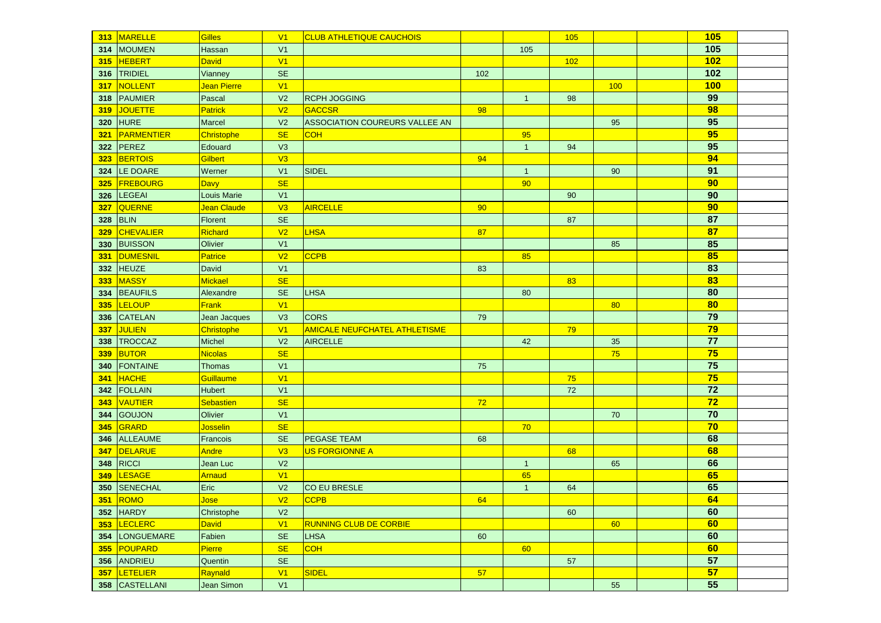| 313 | MARELLE | Gilles | V1 | CLUB ATHLETIQUE CAUCHOIS | | | 105 | | | 105 | |
|---|---|---|---|---|---|---|---|---|---|---|---|
| 314 | MOUMEN | Hassan | V1 | | | 105 | | | | 105 | |
| 315 | HEBERT | David | V1 | | | | 102 | | | 102 | |
| 316 | TRIDIEL | Vianney | SE | | 102 | | | | | 102 | |
| 317 | NOLLENT | Jean Pierre | V1 | | | | | 100 | | 100 | |
| 318 | PAUMIER | Pascal | V2 | RCPH JOGGING | | 1 | 98 | | | 99 | |
| 319 | JOUETTE | Patrick | V2 | GACCSR | 98 | | | | | 98 | |
| 320 | HURE | Marcel | V2 | ASSOCIATION COUREURS VALLEE AN | | | | 95 | | 95 | |
| 321 | PARMENTIER | Christophe | SE | COH | | 95 | | | | 95 | |
| 322 | PEREZ | Edouard | V3 | | | 1 | 94 | | | 95 | |
| 323 | BERTOIS | Gilbert | V3 | | 94 | | | | | 94 | |
| 324 | LE DOARE | Werner | V1 | SIDEL | | 1 | | 90 | | 91 | |
| 325 | FREBOURG | Davy | SE | | | 90 | | | | 90 | |
| 326 | LEGEAI | Louis Marie | V1 | | | | 90 | | | 90 | |
| 327 | QUERNE | Jean Claude | V3 | AIRCELLE | 90 | | | | | 90 | |
| 328 | BLIN | Florent | SE | | | | 87 | | | 87 | |
| 329 | CHEVALIER | Richard | V2 | LHSA | 87 | | | | | 87 | |
| 330 | BUISSON | Olivier | V1 | | | | | 85 | | 85 | |
| 331 | DUMESNIL | Patrice | V2 | CCPB | | 85 | | | | 85 | |
| 332 | HEUZE | David | V1 | | 83 | | | | | 83 | |
| 333 | MASSY | Mickael | SE | | | | 83 | | | 83 | |
| 334 | BEAUFILS | Alexandre | SE | LHSA | | 80 | | | | 80 | |
| 335 | LELOUP | Frank | V1 | | | | | 80 | | 80 | |
| 336 | CATELAN | Jean Jacques | V3 | CORS | 79 | | | | | 79 | |
| 337 | JULIEN | Christophe | V1 | AMICALE NEUFCHATEL ATHLETISME | | | 79 | | | 79 | |
| 338 | TROCCAZ | Michel | V2 | AIRCELLE | | 42 | | 35 | | 77 | |
| 339 | BUTOR | Nicolas | SE | | | | | 75 | | 75 | |
| 340 | FONTAINE | Thomas | V1 | | 75 | | | | | 75 | |
| 341 | HACHE | Guillaume | V1 | | | | 75 | | | 75 | |
| 342 | FOLLAIN | Hubert | V1 | | | | 72 | | | 72 | |
| 343 | VAUTIER | Sebastien | SE | | 72 | | | | | 72 | |
| 344 | GOUJON | Olivier | V1 | | | | | 70 | | 70 | |
| 345 | GRARD | Josselin | SE | | | 70 | | | | 70 | |
| 346 | ALLEAUME | Francois | SE | PEGASE TEAM | 68 | | | | | 68 | |
| 347 | DELARUE | Andre | V3 | US FORGIONNE A | | | 68 | | | 68 | |
| 348 | RICCI | Jean Luc | V2 | | | 1 | | 65 | | 66 | |
| 349 | LESAGE | Arnaud | V1 | | | 65 | | | | 65 | |
| 350 | SENECHAL | Eric | V2 | CO EU BRESLE | | 1 | 64 | | | 65 | |
| 351 | ROMO | Jose | V2 | CCPB | 64 | | | | | 64 | |
| 352 | HARDY | Christophe | V2 | | | | 60 | | | 60 | |
| 353 | LECLERC | David | V1 | RUNNING CLUB DE CORBIE | | | | 60 | | 60 | |
| 354 | LONGUEMARE | Fabien | SE | LHSA | 60 | | | | | 60 | |
| 355 | POUPARD | Pierre | SE | COH | | 60 | | | | 60 | |
| 356 | ANDRIEU | Quentin | SE | | | | 57 | | | 57 | |
| 357 | LETELIER | Raynald | V1 | SIDEL | 57 | | | | | 57 | |
| 358 | CASTELLANI | Jean Simon | V1 | | | | | 55 | | 55 | |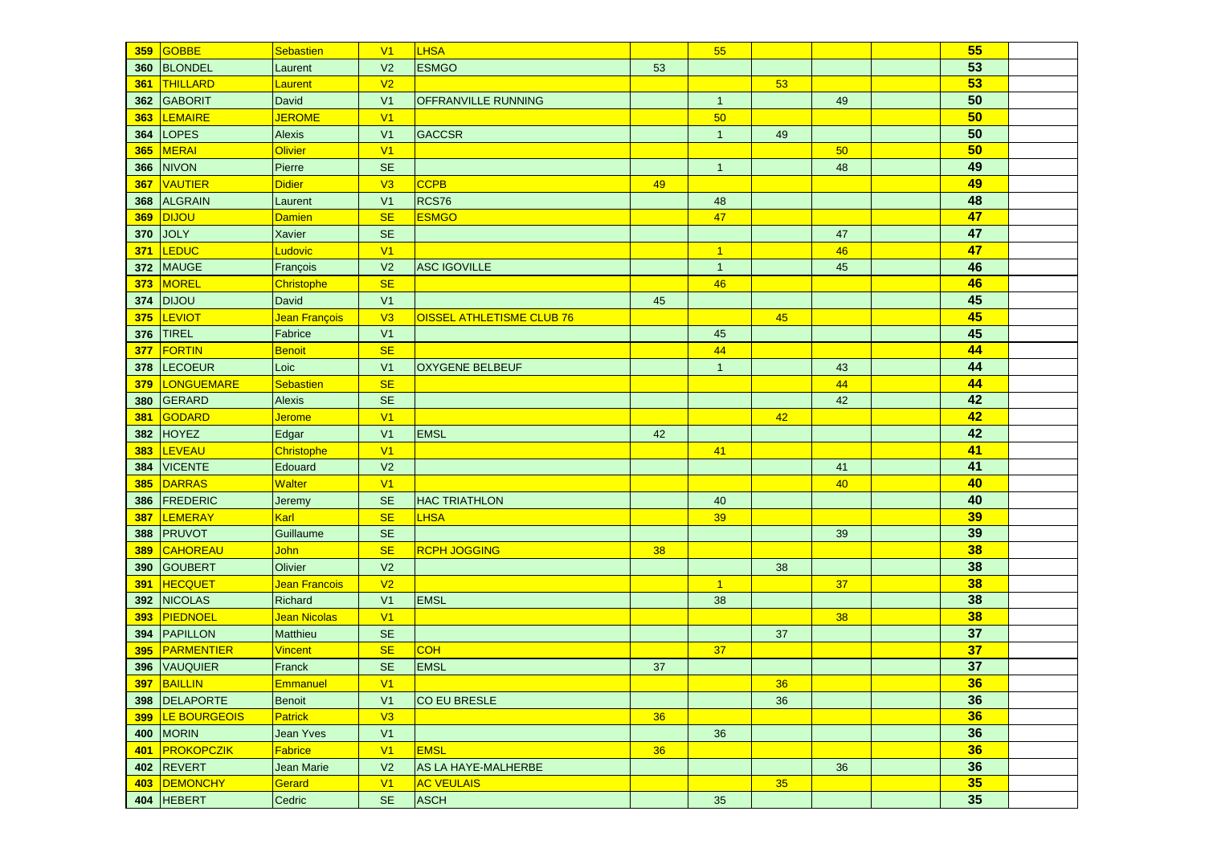| | | | | | | | | | | | |
|---|---|---|---|---|---|---|---|---|---|---|---|
| 359 | GOBBE | Sebastien | V1 | LHSA | | 55 | | | | 55 | |
| 360 | BLONDEL | Laurent | V2 | ESMGO | 53 | | | | | 53 | |
| 361 | THILLARD | Laurent | V2 | | | | 53 | | | 53 | |
| 362 | GABORIT | David | V1 | OFFRANVILLE RUNNING | | 1 | | 49 | | 50 | |
| 363 | LEMAIRE | JEROME | V1 | | | 50 | | | | 50 | |
| 364 | LOPES | Alexis | V1 | GACCSR | | 1 | 49 | | | 50 | |
| 365 | MERAI | Olivier | V1 | | | | | 50 | | 50 | |
| 366 | NIVON | Pierre | SE | | | 1 | | 48 | | 49 | |
| 367 | VAUTIER | Didier | V3 | CCPB | 49 | | | | | 49 | |
| 368 | ALGRAIN | Laurent | V1 | RCS76 | | 48 | | | | 48 | |
| 369 | DIJOU | Damien | SE | ESMGO | | 47 | | | | 47 | |
| 370 | JOLY | Xavier | SE | | | | | 47 | | 47 | |
| 371 | LEDUC | Ludovic | V1 | | | 1 | | 46 | | 47 | |
| 372 | MAUGE | François | V2 | ASC IGOVILLE | | 1 | | 45 | | 46 | |
| 373 | MOREL | Christophe | SE | | | 46 | | | | 46 | |
| 374 | DIJOU | David | V1 | | 45 | | | | | 45 | |
| 375 | LEVIOT | Jean François | V3 | OISSEL ATHLETISME CLUB 76 | | | 45 | | | 45 | |
| 376 | TIREL | Fabrice | V1 | | | 45 | | | | 45 | |
| 377 | FORTIN | Benoit | SE | | | 44 | | | | 44 | |
| 378 | LECOEUR | Loic | V1 | OXYGENE BELBEUF | | 1 | | 43 | | 44 | |
| 379 | LONGUEMARE | Sebastien | SE | | | | | 44 | | 44 | |
| 380 | GERARD | Alexis | SE | | | | | 42 | | 42 | |
| 381 | GODARD | Jerome | V1 | | | | 42 | | | 42 | |
| 382 | HOYEZ | Edgar | V1 | EMSL | 42 | | | | | 42 | |
| 383 | LEVEAU | Christophe | V1 | | | 41 | | | | 41 | |
| 384 | VICENTE | Edouard | V2 | | | | | 41 | | 41 | |
| 385 | DARRAS | Walter | V1 | | | | | 40 | | 40 | |
| 386 | FREDERIC | Jeremy | SE | HAC TRIATHLON | | 40 | | | | 40 | |
| 387 | LEMERAY | Karl | SE | LHSA | | 39 | | | | 39 | |
| 388 | PRUVOT | Guillaume | SE | | | | | 39 | | 39 | |
| 389 | CAHOREAU | John | SE | RCPH JOGGING | 38 | | | | | 38 | |
| 390 | GOUBERT | Olivier | V2 | | | | 38 | | | 38 | |
| 391 | HECQUET | Jean Francois | V2 | | | 1 | | 37 | | 38 | |
| 392 | NICOLAS | Richard | V1 | EMSL | | 38 | | | | 38 | |
| 393 | PIEDNOEL | Jean Nicolas | V1 | | | | | 38 | | 38 | |
| 394 | PAPILLON | Matthieu | SE | | | | 37 | | | 37 | |
| 395 | PARMENTIER | Vincent | SE | COH | | 37 | | | | 37 | |
| 396 | VAUQUIER | Franck | SE | EMSL | 37 | | | | | 37 | |
| 397 | BAILLIN | Emmanuel | V1 | | | | 36 | | | 36 | |
| 398 | DELAPORTE | Benoit | V1 | CO EU BRESLE | | | 36 | | | 36 | |
| 399 | LE BOURGEOIS | Patrick | V3 | | 36 | | | | | 36 | |
| 400 | MORIN | Jean Yves | V1 | | | 36 | | | | 36 | |
| 401 | PROKOPCZIK | Fabrice | V1 | EMSL | 36 | | | | | 36 | |
| 402 | REVERT | Jean Marie | V2 | AS LA HAYE-MALHERBE | | | | 36 | | 36 | |
| 403 | DEMONCHY | Gerard | V1 | AC VEULAIS | | | 35 | | | 35 | |
| 404 | HEBERT | Cedric | SE | ASCH | | 35 | | | | 35 | |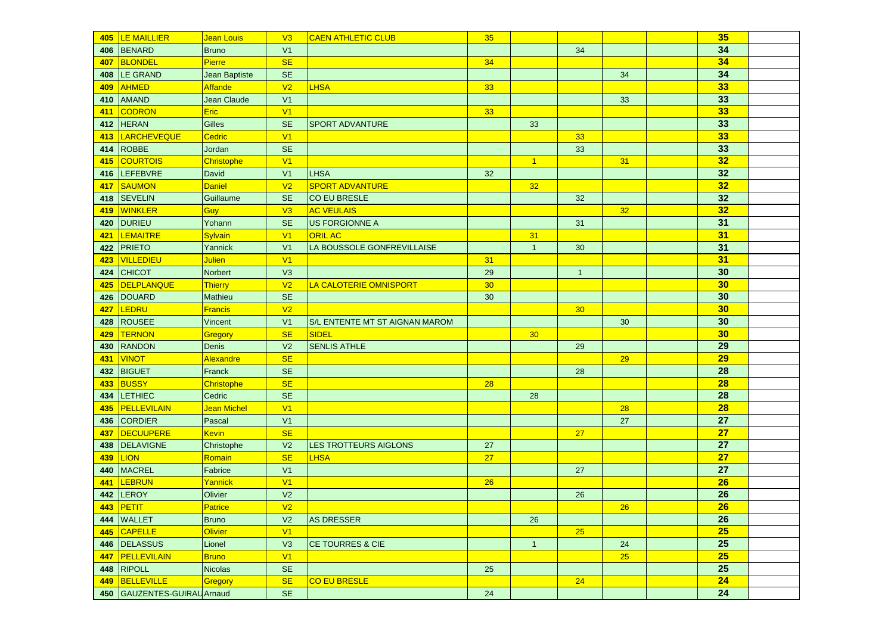| | | | | | | | | | | | |
|---|---|---|---|---|---|---|---|---|---|---|---|
| 405 | LE MAILLIER | Jean Louis | V3 | CAEN ATHLETIC CLUB | 35 | | | | | 35 | |
| 406 | BENARD | Bruno | V1 | | | | 34 | | | 34 | |
| 407 | BLONDEL | Pierre | SE | | 34 | | | | | 34 | |
| 408 | LE GRAND | Jean Baptiste | SE | | | | | 34 | | 34 | |
| 409 | AHMED | Affande | V2 | LHSA | 33 | | | | | 33 | |
| 410 | AMAND | Jean Claude | V1 | | | | | 33 | | 33 | |
| 411 | CODRON | Eric | V1 | | 33 | | | | | 33 | |
| 412 | HERAN | Gilles | SE | SPORT ADVANTURE | | 33 | | | | 33 | |
| 413 | LARCHEVEQUE | Cedric | V1 | | | | 33 | | | 33 | |
| 414 | ROBBE | Jordan | SE | | | | 33 | | | 33 | |
| 415 | COURTOIS | Christophe | V1 | | | 1 | | 31 | | 32 | |
| 416 | LEFEBVRE | David | V1 | LHSA | 32 | | | | | 32 | |
| 417 | SAUMON | Daniel | V2 | SPORT ADVANTURE | | 32 | | | | 32 | |
| 418 | SEVELIN | Guillaume | SE | CO EU BRESLE | | | 32 | | | 32 | |
| 419 | WINKLER | Guy | V3 | AC VEULAIS | | | | 32 | | 32 | |
| 420 | DURIEU | Yohann | SE | US FORGIONNE A | | | 31 | | | 31 | |
| 421 | LEMAITRE | Sylvain | V1 | ORIL AC | | 31 | | | | 31 | |
| 422 | PRIETO | Yannick | V1 | LA BOUSSOLE GONFREVILLAISE | | 1 | 30 | | | 31 | |
| 423 | VILLEDIEU | Julien | V1 | | 31 | | | | | 31 | |
| 424 | CHICOT | Norbert | V3 | | 29 | | 1 | | | 30 | |
| 425 | DELPLANQUE | Thierry | V2 | LA CALOTERIE OMNISPORT | 30 | | | | | 30 | |
| 426 | DOUARD | Mathieu | SE | | 30 | | | | | 30 | |
| 427 | LEDRU | Francis | V2 | | | | 30 | | | 30 | |
| 428 | ROUSEE | Vincent | V1 | S/L ENTENTE MT ST AIGNAN MAROM | | | | 30 | | 30 | |
| 429 | TERNON | Gregory | SE | SIDEL | | 30 | | | | 30 | |
| 430 | RANDON | Denis | V2 | SENLIS ATHLE | | | 29 | | | 29 | |
| 431 | VINOT | Alexandre | SE | | | | | 29 | | 29 | |
| 432 | BIGUET | Franck | SE | | | | 28 | | | 28 | |
| 433 | BUSSY | Christophe | SE | | 28 | | | | | 28 | |
| 434 | LETHIEC | Cedric | SE | | | 28 | | | | 28 | |
| 435 | PELLEVILAIN | Jean Michel | V1 | | | | | 28 | | 28 | |
| 436 | CORDIER | Pascal | V1 | | | | | 27 | | 27 | |
| 437 | DECUUPERE | Kevin | SE | | | | 27 | | | 27 | |
| 438 | DELAVIGNE | Christophe | V2 | LES TROTTEURS AIGLONS | 27 | | | | | 27 | |
| 439 | LION | Romain | SE | LHSA | 27 | | | | | 27 | |
| 440 | MACREL | Fabrice | V1 | | | | 27 | | | 27 | |
| 441 | LEBRUN | Yannick | V1 | | 26 | | | | | 26 | |
| 442 | LEROY | Olivier | V2 | | | | 26 | | | 26 | |
| 443 | PETIT | Patrice | V2 | | | | | 26 | | 26 | |
| 444 | WALLET | Bruno | V2 | AS DRESSER | | 26 | | | | 26 | |
| 445 | CAPELLE | Olivier | V1 | | | | 25 | | | 25 | |
| 446 | DELASSUS | Lionel | V3 | CE TOURRES & CIE | | 1 | | 24 | | 25 | |
| 447 | PELLEVILAIN | Bruno | V1 | | | | | 25 | | 25 | |
| 448 | RIPOLL | Nicolas | SE | | 25 | | | | | 25 | |
| 449 | BELLEVILLE | Gregory | SE | CO EU BRESLE | | | 24 | | | 24 | |
| 450 | GAUZENTES-GUIRAU | Arnaud | SE | | 24 | | | | | 24 | |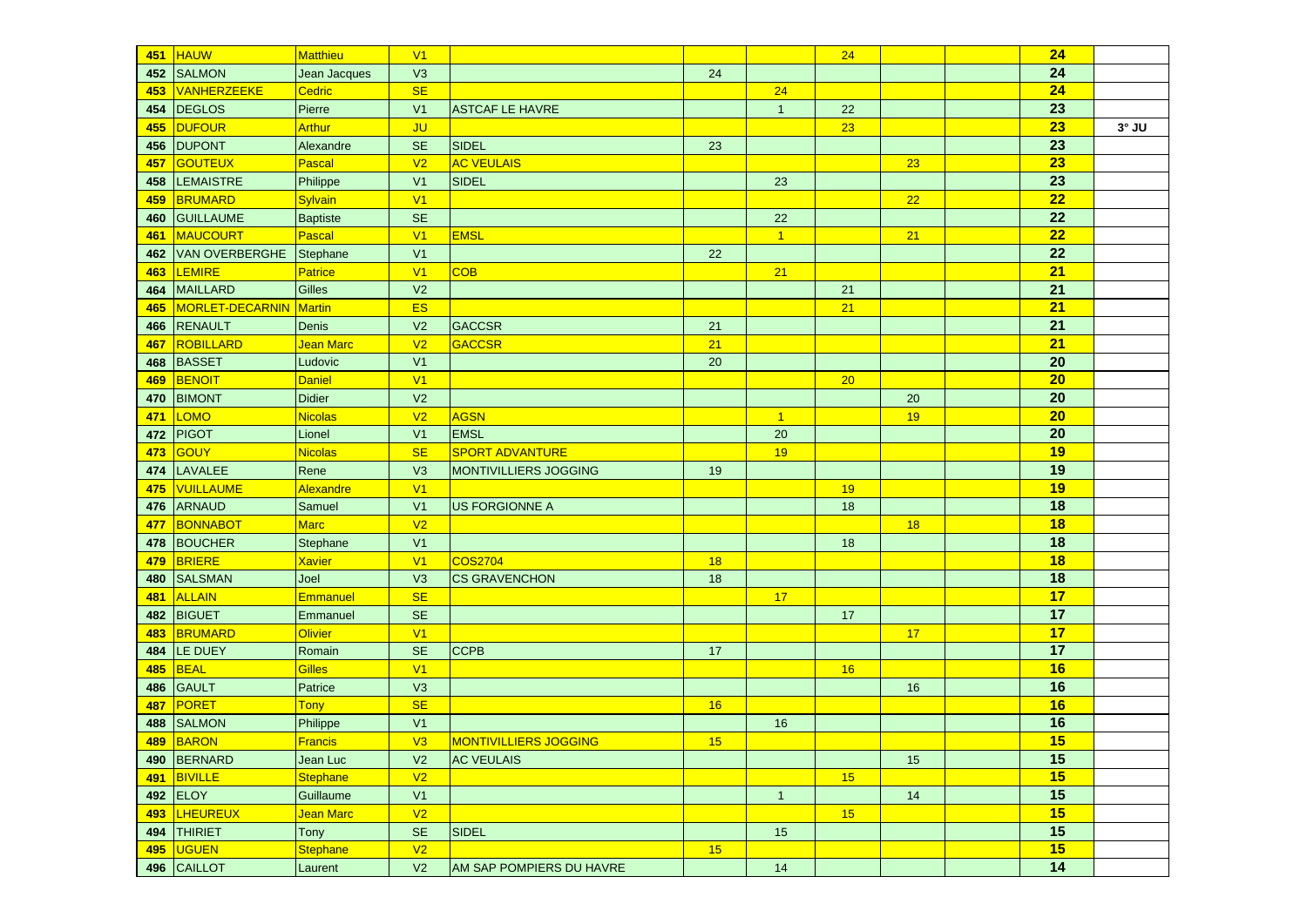| | | | | | | | | | | | |
|---|---|---|---|---|---|---|---|---|---|---|---|
| 451 | HAUW | Matthieu | V1 | | | | 24 | | | 24 | |
| 452 | SALMON | Jean Jacques | V3 | | 24 | | | | | 24 | |
| 453 | VANHERZEEKE | Cedric | SE | | | 24 | | | | 24 | |
| 454 | DEGLOS | Pierre | V1 | ASTCAF LE HAVRE | | 1 | 22 | | | 23 | |
| 455 | DUFOUR | Arthur | JU | | | | 23 | | | 23 | 3° JU |
| 456 | DUPONT | Alexandre | SE | SIDEL | 23 | | | | | 23 | |
| 457 | GOUTEUX | Pascal | V2 | AC VEULAIS | | | | 23 | | 23 | |
| 458 | LEMAISTRE | Philippe | V1 | SIDEL | | 23 | | | | 23 | |
| 459 | BRUMARD | Sylvain | V1 | | | | | 22 | | 22 | |
| 460 | GUILLAUME | Baptiste | SE | | | 22 | | | | 22 | |
| 461 | MAUCOURT | Pascal | V1 | EMSL | | 1 | | 21 | | 22 | |
| 462 | VAN OVERBERGHE | Stephane | V1 | | 22 | | | | | 22 | |
| 463 | LEMIRE | Patrice | V1 | COB | | 21 | | | | 21 | |
| 464 | MAILLARD | Gilles | V2 | | | | 21 | | | 21 | |
| 465 | MORLET-DECARNIN | Martin | ES | | | | 21 | | | 21 | |
| 466 | RENAULT | Denis | V2 | GACCSR | 21 | | | | | 21 | |
| 467 | ROBILLARD | Jean Marc | V2 | GACCSR | 21 | | | | | 21 | |
| 468 | BASSET | Ludovic | V1 | | 20 | | | | | 20 | |
| 469 | BENOIT | Daniel | V1 | | | | 20 | | | 20 | |
| 470 | BIMONT | Didier | V2 | | | | | 20 | | 20 | |
| 471 | LOMO | Nicolas | V2 | AGSN | | 1 | | 19 | | 20 | |
| 472 | PIGOT | Lionel | V1 | EMSL | | 20 | | | | 20 | |
| 473 | GOUY | Nicolas | SE | SPORT ADVANTURE | | 19 | | | | 19 | |
| 474 | LAVALEE | Rene | V3 | MONTIVILLIERS JOGGING | 19 | | | | | 19 | |
| 475 | VUILLAUME | Alexandre | V1 | | | | 19 | | | 19 | |
| 476 | ARNAUD | Samuel | V1 | US FORGIONNE A | | | 18 | | | 18 | |
| 477 | BONNABOT | Marc | V2 | | | | | 18 | | 18 | |
| 478 | BOUCHER | Stephane | V1 | | | | 18 | | | 18 | |
| 479 | BRIERE | Xavier | V1 | COS2704 | 18 | | | | | 18 | |
| 480 | SALSMAN | Joel | V3 | CS GRAVENCHON | 18 | | | | | 18 | |
| 481 | ALLAIN | Emmanuel | SE | | | 17 | | | | 17 | |
| 482 | BIGUET | Emmanuel | SE | | | | 17 | | | 17 | |
| 483 | BRUMARD | Olivier | V1 | | | | | 17 | | 17 | |
| 484 | LE DUEY | Romain | SE | CCPB | 17 | | | | | 17 | |
| 485 | BEAL | Gilles | V1 | | | | 16 | | | 16 | |
| 486 | GAULT | Patrice | V3 | | | | | 16 | | 16 | |
| 487 | PORET | Tony | SE | | 16 | | | | | 16 | |
| 488 | SALMON | Philippe | V1 | | | 16 | | | | 16 | |
| 489 | BARON | Francis | V3 | MONTIVILLIERS JOGGING | 15 | | | | | 15 | |
| 490 | BERNARD | Jean Luc | V2 | AC VEULAIS | | | | 15 | | 15 | |
| 491 | BIVILLE | Stephane | V2 | | | | 15 | | | 15 | |
| 492 | ELOY | Guillaume | V1 | | | 1 | | 14 | | 15 | |
| 493 | LHEUREUX | Jean Marc | V2 | | | | 15 | | | 15 | |
| 494 | THIRIET | Tony | SE | SIDEL | | 15 | | | | 15 | |
| 495 | UGUEN | Stephane | V2 | | 15 | | | | | 15 | |
| 496 | CAILLOT | Laurent | V2 | AM SAP POMPIERS DU HAVRE | | 14 | | | | 14 | |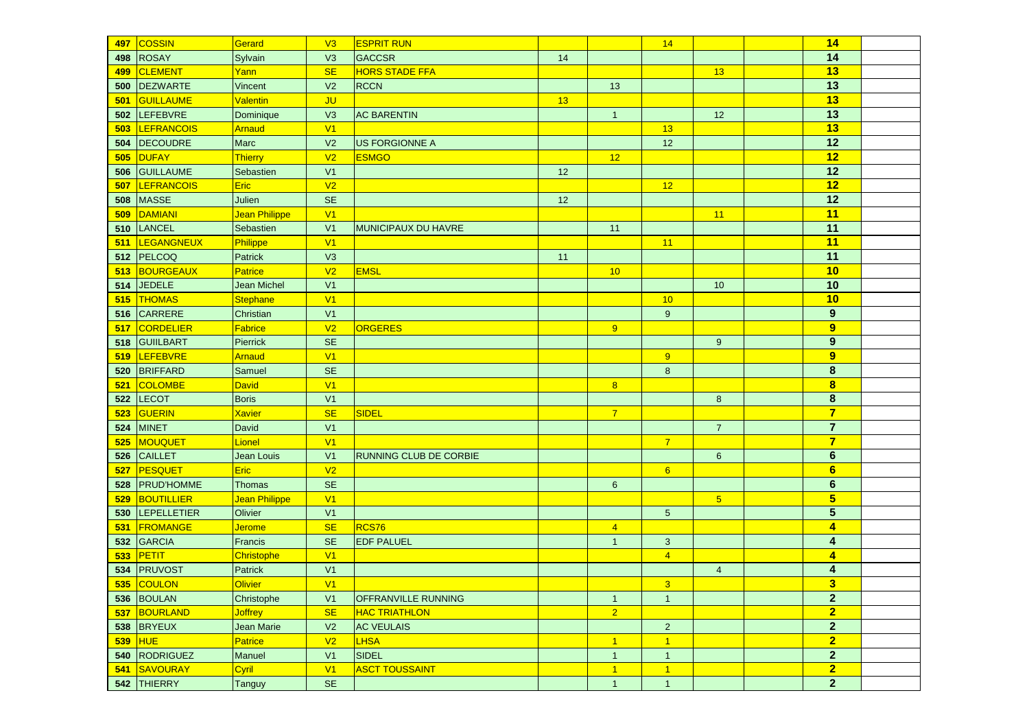| | | | | | | | | | | | |
|---|---|---|---|---|---|---|---|---|---|---|---|
| 497 | COSSIN | Gerard | V3 | ESPRIT RUN | | | 14 | | | **14** | |
| 498 | ROSAY | Sylvain | V3 | GACCSR | 14 | | | | | **14** | |
| 499 | CLEMENT | Yann | SE | HORS STADE FFA | | | | 13 | | **13** | |
| 500 | DEZWARTE | Vincent | V2 | RCCN | | 13 | | | | **13** | |
| 501 | GUILLAUME | Valentin | JU | | 13 | | | | | **13** | |
| 502 | LEFEBVRE | Dominique | V3 | AC BARENTIN | | 1 | | 12 | | **13** | |
| 503 | LEFRANCOIS | Arnaud | V1 | | | | 13 | | | **13** | |
| 504 | DECOUDRE | Marc | V2 | US FORGIONNE A | | | 12 | | | **12** | |
| 505 | DUFAY | Thierry | V2 | ESMGO | | 12 | | | | **12** | |
| 506 | GUILLAUME | Sebastien | V1 | | 12 | | | | | **12** | |
| 507 | LEFRANCOIS | Eric | V2 | | | | 12 | | | **12** | |
| 508 | MASSE | Julien | SE | | 12 | | | | | **12** | |
| 509 | DAMIANI | Jean Philippe | V1 | | | | | 11 | | **11** | |
| 510 | LANCEL | Sebastien | V1 | MUNICIPAUX DU HAVRE | | 11 | | | | **11** | |
| 511 | LEGANGNEUX | Philippe | V1 | | | | 11 | | | **11** | |
| 512 | PELCOQ | Patrick | V3 | | 11 | | | | | **11** | |
| 513 | BOURGEAUX | Patrice | V2 | EMSL | | 10 | | | | **10** | |
| 514 | JEDELE | Jean Michel | V1 | | | | | 10 | | **10** | |
| 515 | THOMAS | Stephane | V1 | | | | 10 | | | **10** | |
| 516 | CARRERE | Christian | V1 | | | | 9 | | | **9** | |
| 517 | CORDELIER | Fabrice | V2 | ORGERES | | 9 | | | | **9** | |
| 518 | GUIILBART | Pierrick | SE | | | | | 9 | | **9** | |
| 519 | LEFEBVRE | Arnaud | V1 | | | | 9 | | | **9** | |
| 520 | BRIFFARD | Samuel | SE | | | | 8 | | | **8** | |
| 521 | COLOMBE | David | V1 | | | 8 | | | | **8** | |
| 522 | LECOT | Boris | V1 | | | | | 8 | | **8** | |
| 523 | GUERIN | Xavier | SE | SIDEL | | 7 | | | | **7** | |
| 524 | MINET | David | V1 | | | | | 7 | | **7** | |
| 525 | MOUQUET | Lionel | V1 | | | | 7 | | | **7** | |
| 526 | CAILLET | Jean Louis | V1 | RUNNING CLUB DE CORBIE | | | | 6 | | **6** | |
| 527 | PESQUET | Eric | V2 | | | | 6 | | | **6** | |
| 528 | PRUD'HOMME | Thomas | SE | | | 6 | | | | **6** | |
| 529 | BOUTILLIER | Jean Philippe | V1 | | | | | 5 | | **5** | |
| 530 | LEPELLETIER | Olivier | V1 | | | | 5 | | | **5** | |
| 531 | FROMANGE | Jerome | SE | RCS76 | | 4 | | | | **4** | |
| 532 | GARCIA | Francis | SE | EDF PALUEL | | 1 | 3 | | | **4** | |
| 533 | PETIT | Christophe | V1 | | | | 4 | | | **4** | |
| 534 | PRUVOST | Patrick | V1 | | | | | 4 | | **4** | |
| 535 | COULON | Olivier | V1 | | | | 3 | | | **3** | |
| 536 | BOULAN | Christophe | V1 | OFFRANVILLE RUNNING | | 1 | 1 | | | **2** | |
| 537 | BOURLAND | Joffrey | SE | HAC TRIATHLON | | 2 | | | | **2** | |
| 538 | BRYEUX | Jean Marie | V2 | AC VEULAIS | | | 2 | | | **2** | |
| 539 | HUE | Patrice | V2 | LHSA | | 1 | 1 | | | **2** | |
| 540 | RODRIGUEZ | Manuel | V1 | SIDEL | | 1 | 1 | | | **2** | |
| 541 | SAVOURAY | Cyril | V1 | ASCT TOUSSAINT | | 1 | 1 | | | **2** | |
| 542 | THIERRY | Tanguy | SE | | | 1 | 1 | | | **2** | |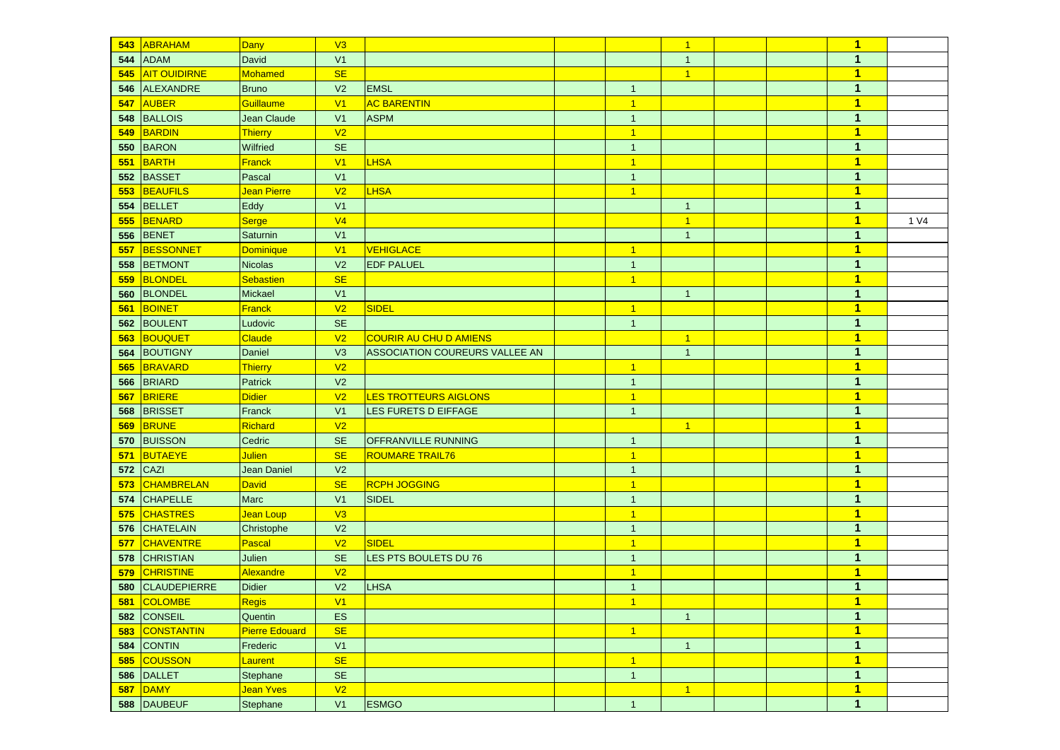| | | | | | | | | | | | |
|---|---|---|---|---|---|---|---|---|---|---|---|
| 543 | ABRAHAM | Dany | V3 | | | | 1 | | | 1 | |
| 544 | ADAM | David | V1 | | | | 1 | | | 1 | |
| 545 | AIT OUIDIRNE | Mohamed | SE | | | | 1 | | | 1 | |
| 546 | ALEXANDRE | Bruno | V2 | EMSL | | 1 | | | | 1 | |
| 547 | AUBER | Guillaume | V1 | AC BARENTIN | | 1 | | | | 1 | |
| 548 | BALLOIS | Jean Claude | V1 | ASPM | | 1 | | | | 1 | |
| 549 | BARDIN | Thierry | V2 | | | 1 | | | | 1 | |
| 550 | BARON | Wilfried | SE | | | 1 | | | | 1 | |
| 551 | BARTH | Franck | V1 | LHSA | | 1 | | | | 1 | |
| 552 | BASSET | Pascal | V1 | | | 1 | | | | 1 | |
| 553 | BEAUFILS | Jean Pierre | V2 | LHSA | | 1 | | | | 1 | |
| 554 | BELLET | Eddy | V1 | | | | 1 | | | 1 | |
| 555 | BENARD | Serge | V4 | | | | 1 | | | 1 | 1 V4 |
| 556 | BENET | Saturnin | V1 | | | | 1 | | | 1 | |
| 557 | BESSONNET | Dominique | V1 | VEHIGLACE | | 1 | | | | 1 | |
| 558 | BETMONT | Nicolas | V2 | EDF PALUEL | | 1 | | | | 1 | |
| 559 | BLONDEL | Sebastien | SE | | | 1 | | | | 1 | |
| 560 | BLONDEL | Mickael | V1 | | | | 1 | | | 1 | |
| 561 | BOINET | Franck | V2 | SIDEL | | 1 | | | | 1 | |
| 562 | BOULENT | Ludovic | SE | | | 1 | | | | 1 | |
| 563 | BOUQUET | Claude | V2 | COURIR AU CHU D AMIENS | | | 1 | | | 1 | |
| 564 | BOUTIGNY | Daniel | V3 | ASSOCIATION COUREURS VALLEE AN | | | 1 | | | 1 | |
| 565 | BRAVARD | Thierry | V2 | | | 1 | | | | 1 | |
| 566 | BRIARD | Patrick | V2 | | | 1 | | | | 1 | |
| 567 | BRIERE | Didier | V2 | LES TROTTEURS AIGLONS | | 1 | | | | 1 | |
| 568 | BRISSET | Franck | V1 | LES FURETS D EIFFAGE | | 1 | | | | 1 | |
| 569 | BRUNE | Richard | V2 | | | | 1 | | | 1 | |
| 570 | BUISSON | Cedric | SE | OFFRANVILLE RUNNING | | 1 | | | | 1 | |
| 571 | BUTAEYE | Julien | SE | ROUMARE TRAIL76 | | 1 | | | | 1 | |
| 572 | CAZI | Jean Daniel | V2 | | | 1 | | | | 1 | |
| 573 | CHAMBRELAN | David | SE | RCPH JOGGING | | 1 | | | | 1 | |
| 574 | CHAPELLE | Marc | V1 | SIDEL | | 1 | | | | 1 | |
| 575 | CHASTRES | Jean Loup | V3 | | | 1 | | | | 1 | |
| 576 | CHATELAIN | Christophe | V2 | | | 1 | | | | 1 | |
| 577 | CHAVENTRE | Pascal | V2 | SIDEL | | 1 | | | | 1 | |
| 578 | CHRISTIAN | Julien | SE | LES PTS BOULETS DU 76 | | 1 | | | | 1 | |
| 579 | CHRISTINE | Alexandre | V2 | | | 1 | | | | 1 | |
| 580 | CLAUDEPIERRE | Didier | V2 | LHSA | | 1 | | | | 1 | |
| 581 | COLOMBE | Regis | V1 | | | 1 | | | | 1 | |
| 582 | CONSEIL | Quentin | ES | | | | 1 | | | 1 | |
| 583 | CONSTANTIN | Pierre Edouard | SE | | | 1 | | | | 1 | |
| 584 | CONTIN | Frederic | V1 | | | | 1 | | | 1 | |
| 585 | COUSSON | Laurent | SE | | | 1 | | | | 1 | |
| 586 | DALLET | Stephane | SE | | | 1 | | | | 1 | |
| 587 | DAMY | Jean Yves | V2 | | | | 1 | | | 1 | |
| 588 | DAUBEUF | Stephane | V1 | ESMGO | | 1 | | | | 1 | |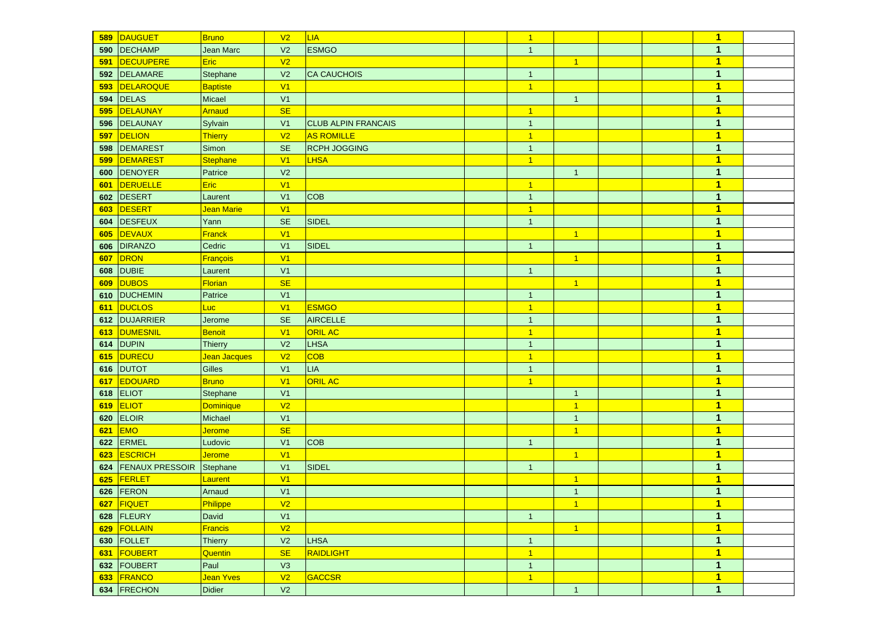| | | | | | | | | | | | |
|---|---|---|---|---|---|---|---|---|---|---|---|
| 589 | DAUGUET | Bruno | V2 | LIA | | 1 | | | | 1 | |
| 590 | DECHAMP | Jean Marc | V2 | ESMGO | | 1 | | | | 1 | |
| 591 | DECUUPERE | Eric | V2 | | | | 1 | | | 1 | |
| 592 | DELAMARE | Stephane | V2 | CA CAUCHOIS | | 1 | | | | 1 | |
| 593 | DELAROQUE | Baptiste | V1 | | | 1 | | | | 1 | |
| 594 | DELAS | Micael | V1 | | | | 1 | | | 1 | |
| 595 | DELAUNAY | Arnaud | SE | | | 1 | | | | 1 | |
| 596 | DELAUNAY | Sylvain | V1 | CLUB ALPIN FRANCAIS | | 1 | | | | 1 | |
| 597 | DELION | Thierry | V2 | AS ROMILLE | | 1 | | | | 1 | |
| 598 | DEMAREST | Simon | SE | RCPH JOGGING | | 1 | | | | 1 | |
| 599 | DEMAREST | Stephane | V1 | LHSA | | 1 | | | | 1 | |
| 600 | DENOYER | Patrice | V2 | | | | 1 | | | 1 | |
| 601 | DERUELLE | Eric | V1 | | | 1 | | | | 1 | |
| 602 | DESERT | Laurent | V1 | COB | | 1 | | | | 1 | |
| 603 | DESERT | Jean Marie | V1 | | | 1 | | | | 1 | |
| 604 | DESFEUX | Yann | SE | SIDEL | | 1 | | | | 1 | |
| 605 | DEVAUX | Franck | V1 | | | | 1 | | | 1 | |
| 606 | DIRANZO | Cedric | V1 | SIDEL | | 1 | | | | 1 | |
| 607 | DRON | François | V1 | | | | 1 | | | 1 | |
| 608 | DUBIE | Laurent | V1 | | | 1 | | | | 1 | |
| 609 | DUBOS | Florian | SE | | | | 1 | | | 1 | |
| 610 | DUCHEMIN | Patrice | V1 | | | 1 | | | | 1 | |
| 611 | DUCLOS | Luc | V1 | ESMGO | | 1 | | | | 1 | |
| 612 | DUJARRIER | Jerome | SE | AIRCELLE | | 1 | | | | 1 | |
| 613 | DUMESNIL | Benoit | V1 | ORIL AC | | 1 | | | | 1 | |
| 614 | DUPIN | Thierry | V2 | LHSA | | 1 | | | | 1 | |
| 615 | DURECU | Jean Jacques | V2 | COB | | 1 | | | | 1 | |
| 616 | DUTOT | Gilles | V1 | LIA | | 1 | | | | 1 | |
| 617 | EDOUARD | Bruno | V1 | ORIL AC | | 1 | | | | 1 | |
| 618 | ELIOT | Stephane | V1 | | | | 1 | | | 1 | |
| 619 | ELIOT | Dominique | V2 | | | | 1 | | | 1 | |
| 620 | ELOIR | Michael | V1 | | | | 1 | | | 1 | |
| 621 | EMO | Jerome | SE | | | | 1 | | | 1 | |
| 622 | ERMEL | Ludovic | V1 | COB | | 1 | | | | 1 | |
| 623 | ESCRICH | Jerome | V1 | | | | 1 | | | 1 | |
| 624 | FENAUX PRESSOIR | Stephane | V1 | SIDEL | | 1 | | | | 1 | |
| 625 | FERLET | Laurent | V1 | | | | 1 | | | 1 | |
| 626 | FERON | Arnaud | V1 | | | | 1 | | | 1 | |
| 627 | FIQUET | Philippe | V2 | | | | 1 | | | 1 | |
| 628 | FLEURY | David | V1 | | | 1 | | | | 1 | |
| 629 | FOLLAIN | Francis | V2 | | | | 1 | | | 1 | |
| 630 | FOLLET | Thierry | V2 | LHSA | | 1 | | | | 1 | |
| 631 | FOUBERT | Quentin | SE | RAIDLIGHT | | 1 | | | | 1 | |
| 632 | FOUBERT | Paul | V3 | | | 1 | | | | 1 | |
| 633 | FRANCO | Jean Yves | V2 | GACCSR | | 1 | | | | 1 | |
| 634 | FRECHON | Didier | V2 | | | | 1 | | | 1 | |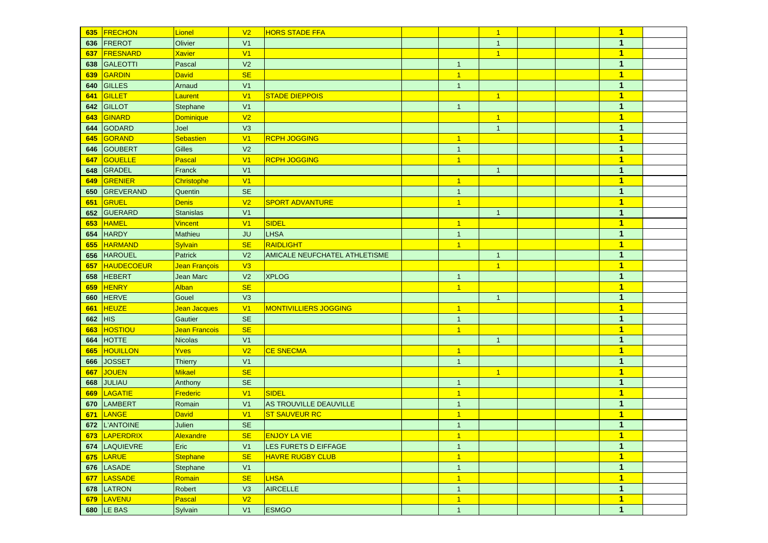| | | | | | | | | | | | |
|---|---|---|---|---|---|---|---|---|---|---|---|
| 635 | FRECHON | Lionel | V2 | HORS STADE FFA | | | 1 | | | 1 | |
| 636 | FREROT | Olivier | V1 | | | | 1 | | | 1 | |
| 637 | FRESNARD | Xavier | V1 | | | | 1 | | | 1 | |
| 638 | GALEOTTI | Pascal | V2 | | | 1 | | | | 1 | |
| 639 | GARDIN | David | SE | | | 1 | | | | 1 | |
| 640 | GILLES | Arnaud | V1 | | | 1 | | | | 1 | |
| 641 | GILLET | Laurent | V1 | STADE DIEPPOIS | | | 1 | | | 1 | |
| 642 | GILLOT | Stephane | V1 | | | 1 | | | | 1 | |
| 643 | GINARD | Dominique | V2 | | | | 1 | | | 1 | |
| 644 | GODARD | Joel | V3 | | | | 1 | | | 1 | |
| 645 | GORAND | Sebastien | V1 | RCPH JOGGING | | 1 | | | | 1 | |
| 646 | GOUBERT | Gilles | V2 | | | 1 | | | | 1 | |
| 647 | GOUELLE | Pascal | V1 | RCPH JOGGING | | 1 | | | | 1 | |
| 648 | GRADEL | Franck | V1 | | | | 1 | | | 1 | |
| 649 | GRENIER | Christophe | V1 | | | 1 | | | | 1 | |
| 650 | GREVERAND | Quentin | SE | | | 1 | | | | 1 | |
| 651 | GRUEL | Denis | V2 | SPORT ADVANTURE | | 1 | | | | 1 | |
| 652 | GUERARD | Stanislas | V1 | | | | 1 | | | 1 | |
| 653 | HAMEL | Vincent | V1 | SIDEL | | 1 | | | | 1 | |
| 654 | HARDY | Mathieu | JU | LHSA | | 1 | | | | 1 | |
| 655 | HARMAND | Sylvain | SE | RAIDLIGHT | | 1 | | | | 1 | |
| 656 | HAROUEL | Patrick | V2 | AMICALE NEUFCHATEL ATHLETISME | | | 1 | | | 1 | |
| 657 | HAUDECOEUR | Jean François | V3 | | | | 1 | | | 1 | |
| 658 | HEBERT | Jean Marc | V2 | XPLOG | | 1 | | | | 1 | |
| 659 | HENRY | Alban | SE | | | 1 | | | | 1 | |
| 660 | HERVE | Gouel | V3 | | | | 1 | | | 1 | |
| 661 | HEUZE | Jean Jacques | V1 | MONTIVILLIERS JOGGING | | 1 | | | | 1 | |
| 662 | HIS | Gautier | SE | | | 1 | | | | 1 | |
| 663 | HOSTIOU | Jean Francois | SE | | | 1 | | | | 1 | |
| 664 | HOTTE | Nicolas | V1 | | | | 1 | | | 1 | |
| 665 | HOUILLON | Yves | V2 | CE SNECMA | | 1 | | | | 1 | |
| 666 | JOSSET | Thierry | V1 | | | 1 | | | | 1 | |
| 667 | JOUEN | Mikael | SE | | | | 1 | | | 1 | |
| 668 | JULIAU | Anthony | SE | | | 1 | | | | 1 | |
| 669 | LAGATIE | Frederic | V1 | SIDEL | | 1 | | | | 1 | |
| 670 | LAMBERT | Romain | V1 | AS TROUVILLE DEAUVILLE | | 1 | | | | 1 | |
| 671 | LANGE | David | V1 | ST SAUVEUR RC | | 1 | | | | 1 | |
| 672 | L'ANTOINE | Julien | SE | | | 1 | | | | 1 | |
| 673 | LAPERDRIX | Alexandre | SE | ENJOY LA VIE | | 1 | | | | 1 | |
| 674 | LAQUIEVRE | Eric | V1 | LES FURETS D EIFFAGE | | 1 | | | | 1 | |
| 675 | LARUE | Stephane | SE | HAVRE RUGBY CLUB | | 1 | | | | 1 | |
| 676 | LASADE | Stephane | V1 | | | 1 | | | | 1 | |
| 677 | LASSADE | Romain | SE | LHSA | | 1 | | | | 1 | |
| 678 | LATRON | Robert | V3 | AIRCELLE | | 1 | | | | 1 | |
| 679 | LAVENU | Pascal | V2 | | | 1 | | | | 1 | |
| 680 | LE BAS | Sylvain | V1 | ESMGO | | 1 | | | | 1 | |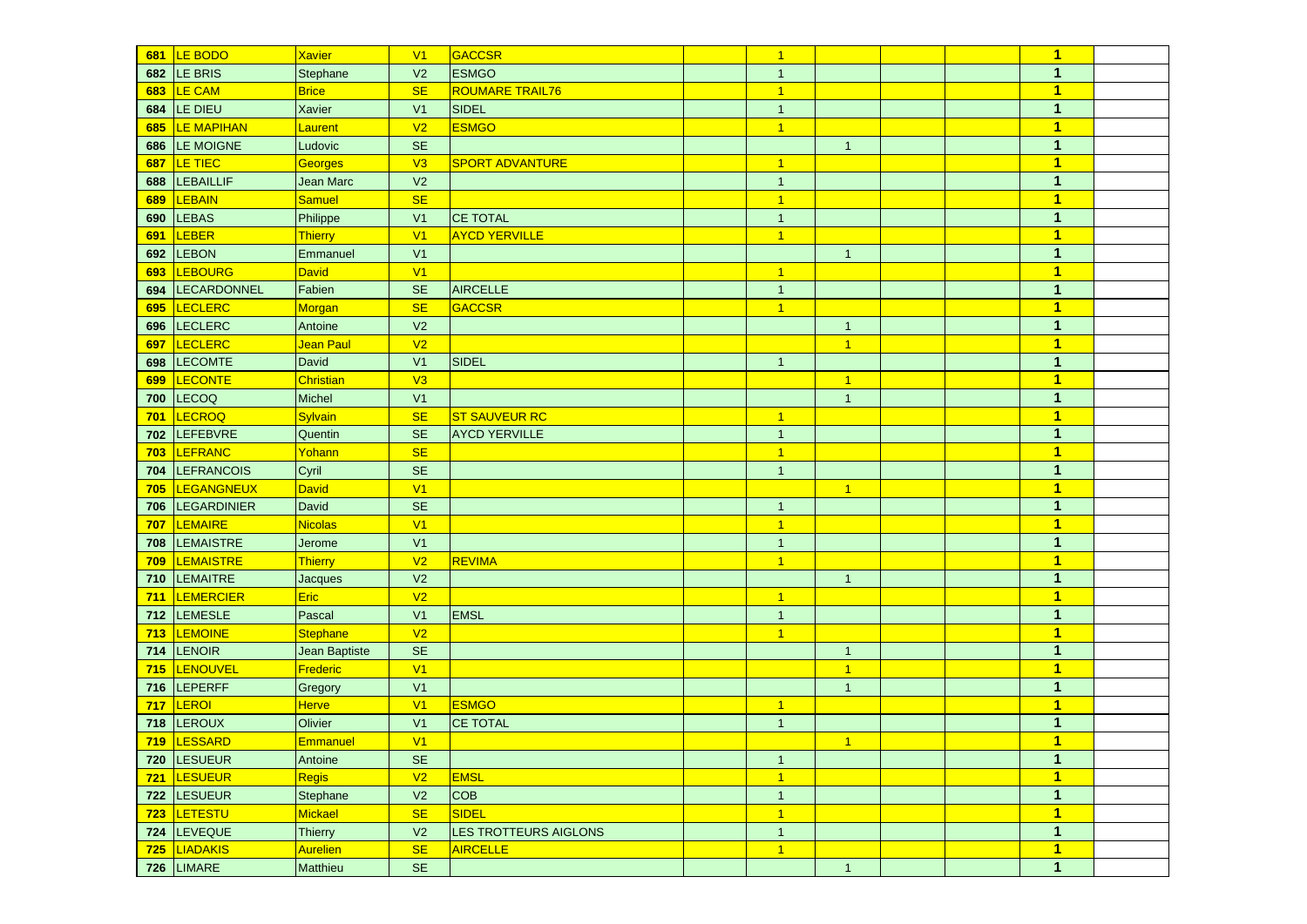| | | | | | | | | | | | |
|---|---|---|---|---|---|---|---|---|---|---|---|
| 681 | LE BODO | Xavier | V1 | GACCSR | | 1 | | | | 1 | |
| 682 | LE BRIS | Stephane | V2 | ESMGO | | 1 | | | | 1 | |
| 683 | LE CAM | Brice | SE | ROUMARE TRAIL76 | | 1 | | | | 1 | |
| 684 | LE DIEU | Xavier | V1 | SIDEL | | 1 | | | | 1 | |
| 685 | LE MAPIHAN | Laurent | V2 | ESMGO | | 1 | | | | 1 | |
| 686 | LE MOIGNE | Ludovic | SE | | | | 1 | | | 1 | |
| 687 | LE TIEC | Georges | V3 | SPORT ADVANTURE | | 1 | | | | 1 | |
| 688 | LEBAILLIF | Jean Marc | V2 | | | 1 | | | | 1 | |
| 689 | LEBAIN | Samuel | SE | | | 1 | | | | 1 | |
| 690 | LEBAS | Philippe | V1 | CE TOTAL | | 1 | | | | 1 | |
| 691 | LEBER | Thierry | V1 | AYCD YERVILLE | | 1 | | | | 1 | |
| 692 | LEBON | Emmanuel | V1 | | | | 1 | | | 1 | |
| 693 | LEBOURG | David | V1 | | | 1 | | | | 1 | |
| 694 | LECARDONNEL | Fabien | SE | AIRCELLE | | 1 | | | | 1 | |
| 695 | LECLERC | Morgan | SE | GACCSR | | 1 | | | | 1 | |
| 696 | LECLERC | Antoine | V2 | | | | 1 | | | 1 | |
| 697 | LECLERC | Jean Paul | V2 | | | | 1 | | | 1 | |
| 698 | LECOMTE | David | V1 | SIDEL | | 1 | | | | 1 | |
| 699 | LECONTE | Christian | V3 | | | | 1 | | | 1 | |
| 700 | LECOQ | Michel | V1 | | | | 1 | | | 1 | |
| 701 | LECROQ | Sylvain | SE | ST SAUVEUR RC | | 1 | | | | 1 | |
| 702 | LEFEBVRE | Quentin | SE | AYCD YERVILLE | | 1 | | | | 1 | |
| 703 | LEFRANC | Yohann | SE | | | 1 | | | | 1 | |
| 704 | LEFRANCOIS | Cyril | SE | | | 1 | | | | 1 | |
| 705 | LEGANGNEUX | David | V1 | | | | 1 | | | 1 | |
| 706 | LEGARDINIER | David | SE | | | 1 | | | | 1 | |
| 707 | LEMAIRE | Nicolas | V1 | | | 1 | | | | 1 | |
| 708 | LEMAISTRE | Jerome | V1 | | | 1 | | | | 1 | |
| 709 | LEMAISTRE | Thierry | V2 | REVIMA | | 1 | | | | 1 | |
| 710 | LEMAITRE | Jacques | V2 | | | | 1 | | | 1 | |
| 711 | LEMERCIER | Eric | V2 | | | 1 | | | | 1 | |
| 712 | LEMESLE | Pascal | V1 | EMSL | | 1 | | | | 1 | |
| 713 | LEMOINE | Stephane | V2 | | | 1 | | | | 1 | |
| 714 | LENOIR | Jean Baptiste | SE | | | | 1 | | | 1 | |
| 715 | LENOUVEL | Frederic | V1 | | | | 1 | | | 1 | |
| 716 | LEPERFF | Gregory | V1 | | | | 1 | | | 1 | |
| 717 | LEROI | Herve | V1 | ESMGO | | 1 | | | | 1 | |
| 718 | LEROUX | Olivier | V1 | CE TOTAL | | 1 | | | | 1 | |
| 719 | LESSARD | Emmanuel | V1 | | | | 1 | | | 1 | |
| 720 | LESUEUR | Antoine | SE | | | 1 | | | | 1 | |
| 721 | LESUEUR | Regis | V2 | EMSL | | 1 | | | | 1 | |
| 722 | LESUEUR | Stephane | V2 | COB | | 1 | | | | 1 | |
| 723 | LETESTU | Mickael | SE | SIDEL | | 1 | | | | 1 | |
| 724 | LEVEQUE | Thierry | V2 | LES TROTTEURS AIGLONS | | 1 | | | | 1 | |
| 725 | LIADAKIS | Aurelien | SE | AIRCELLE | | 1 | | | | 1 | |
| 726 | LIMARE | Matthieu | SE | | | | 1 | | | 1 | |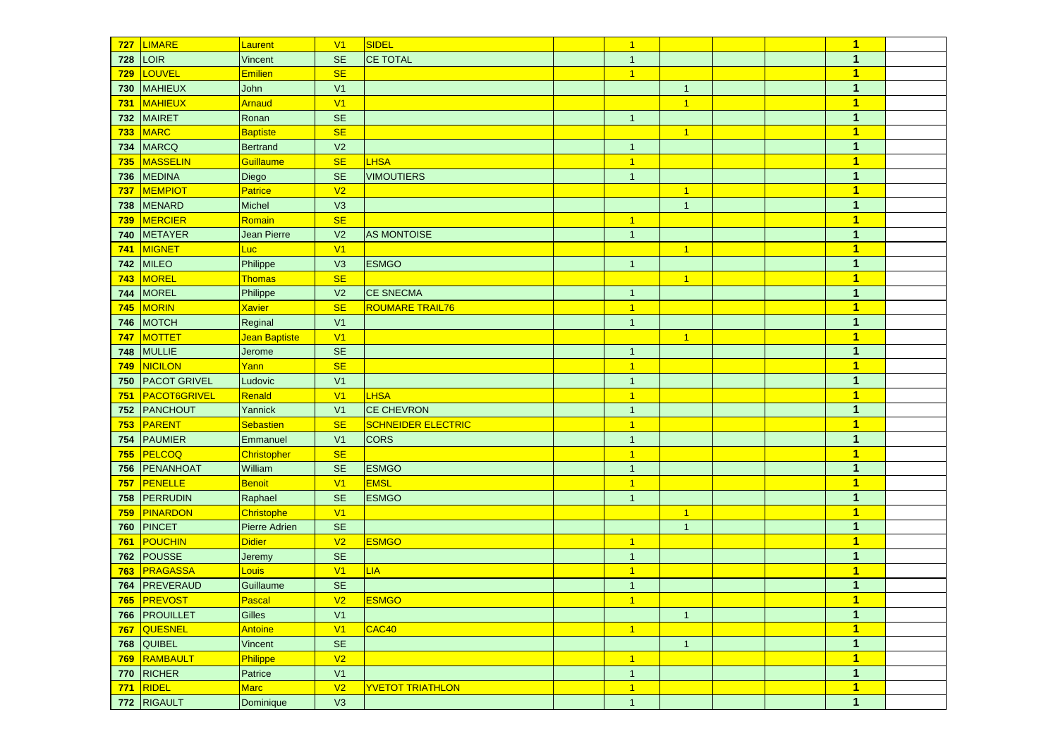| | | | | | | | | | | | |
|---|---|---|---|---|---|---|---|---|---|---|---|
| 727 | LIMARE | Laurent | V1 | SIDEL | | 1 | | | | 1 | |
| 728 | LOIR | Vincent | SE | CE TOTAL | | 1 | | | | 1 | |
| 729 | LOUVEL | Emilien | SE | | | 1 | | | | 1 | |
| 730 | MAHIEUX | John | V1 | | | | 1 | | | 1 | |
| 731 | MAHIEUX | Arnaud | V1 | | | | 1 | | | 1 | |
| 732 | MAIRET | Ronan | SE | | | 1 | | | | 1 | |
| 733 | MARC | Baptiste | SE | | | | 1 | | | 1 | |
| 734 | MARCQ | Bertrand | V2 | | | 1 | | | | 1 | |
| 735 | MASSELIN | Guillaume | SE | LHSA | | 1 | | | | 1 | |
| 736 | MEDINA | Diego | SE | VIMOUTIERS | | 1 | | | | 1 | |
| 737 | MEMPIOT | Patrice | V2 | | | | 1 | | | 1 | |
| 738 | MENARD | Michel | V3 | | | | 1 | | | 1 | |
| 739 | MERCIER | Romain | SE | | | 1 | | | | 1 | |
| 740 | METAYER | Jean Pierre | V2 | AS MONTOISE | | 1 | | | | 1 | |
| 741 | MIGNET | Luc | V1 | | | | 1 | | | 1 | |
| 742 | MILEO | Philippe | V3 | ESMGO | | 1 | | | | 1 | |
| 743 | MOREL | Thomas | SE | | | | 1 | | | 1 | |
| 744 | MOREL | Philippe | V2 | CE SNECMA | | 1 | | | | 1 | |
| 745 | MORIN | Xavier | SE | ROUMARE TRAIL76 | | 1 | | | | 1 | |
| 746 | MOTCH | Reginal | V1 | | | 1 | | | | 1 | |
| 747 | MOTTET | Jean Baptiste | V1 | | | | 1 | | | 1 | |
| 748 | MULLIE | Jerome | SE | | | 1 | | | | 1 | |
| 749 | NICILON | Yann | SE | | | 1 | | | | 1 | |
| 750 | PACOT GRIVEL | Ludovic | V1 | | | 1 | | | | 1 | |
| 751 | PACOT6GRIVEL | Renald | V1 | LHSA | | 1 | | | | 1 | |
| 752 | PANCHOUT | Yannick | V1 | CE CHEVRON | | 1 | | | | 1 | |
| 753 | PARENT | Sebastien | SE | SCHNEIDER ELECTRIC | | 1 | | | | 1 | |
| 754 | PAUMIER | Emmanuel | V1 | CORS | | 1 | | | | 1 | |
| 755 | PELCOQ | Christopher | SE | | | 1 | | | | 1 | |
| 756 | PENANHOAT | William | SE | ESMGO | | 1 | | | | 1 | |
| 757 | PENELLE | Benoit | V1 | EMSL | | 1 | | | | 1 | |
| 758 | PERRUDIN | Raphael | SE | ESMGO | | 1 | | | | 1 | |
| 759 | PINARDON | Christophe | V1 | | | | 1 | | | 1 | |
| 760 | PINCET | Pierre Adrien | SE | | | | 1 | | | 1 | |
| 761 | POUCHIN | Didier | V2 | ESMGO | | 1 | | | | 1 | |
| 762 | POUSSE | Jeremy | SE | | | 1 | | | | 1 | |
| 763 | PRAGASSA | Louis | V1 | LIA | | 1 | | | | 1 | |
| 764 | PREVERAUD | Guillaume | SE | | | 1 | | | | 1 | |
| 765 | PREVOST | Pascal | V2 | ESMGO | | 1 | | | | 1 | |
| 766 | PROUILLET | Gilles | V1 | | | | 1 | | | 1 | |
| 767 | QUESNEL | Antoine | V1 | CAC40 | | 1 | | | | 1 | |
| 768 | QUIBEL | Vincent | SE | | | | 1 | | | 1 | |
| 769 | RAMBAULT | Philippe | V2 | | | 1 | | | | 1 | |
| 770 | RICHER | Patrice | V1 | | | 1 | | | | 1 | |
| 771 | RIDEL | Marc | V2 | YVETOT TRIATHLON | | 1 | | | | 1 | |
| 772 | RIGAULT | Dominique | V3 | | | 1 | | | | 1 | |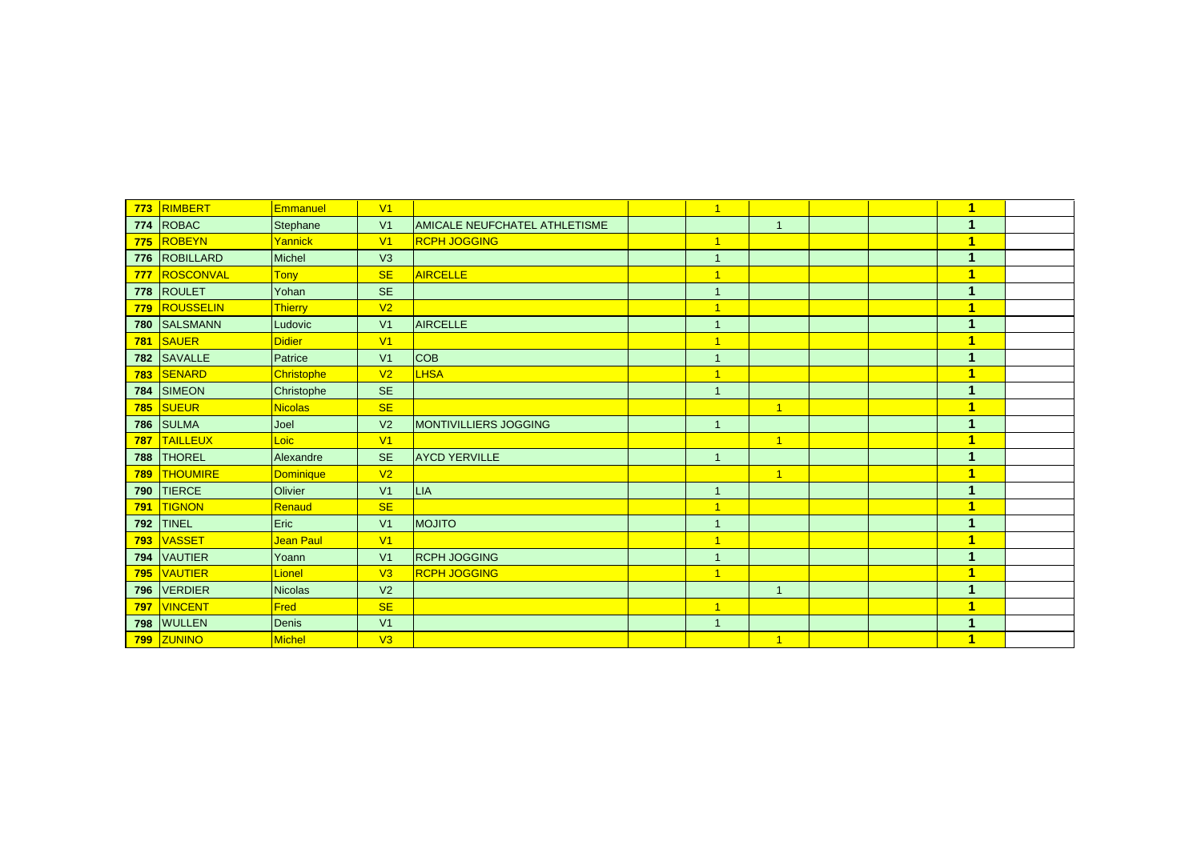| | | | | | | | | | | | |
|---|---|---|---|---|---|---|---|---|---|---|---|
| 773 | RIMBERT | Emmanuel | V1 | | | 1 | | | | 1 | |
| 774 | ROBAC | Stephane | V1 | AMICALE NEUFCHATEL ATHLETISME | | | 1 | | | 1 | |
| 775 | ROBEYN | Yannick | V1 | RCPH JOGGING | | 1 | | | | 1 | |
| 776 | ROBILLARD | Michel | V3 | | | 1 | | | | 1 | |
| 777 | ROSCONVAL | Tony | SE | AIRCELLE | | 1 | | | | 1 | |
| 778 | ROULET | Yohan | SE | | | 1 | | | | 1 | |
| 779 | ROUSSELIN | Thierry | V2 | | | 1 | | | | 1 | |
| 780 | SALSMANN | Ludovic | V1 | AIRCELLE | | 1 | | | | 1 | |
| 781 | SAUER | Didier | V1 | | | 1 | | | | 1 | |
| 782 | SAVALLE | Patrice | V1 | COB | | 1 | | | | 1 | |
| 783 | SENARD | Christophe | V2 | LHSA | | 1 | | | | 1 | |
| 784 | SIMEON | Christophe | SE | | | 1 | | | | 1 | |
| 785 | SUEUR | Nicolas | SE | | | | 1 | | | 1 | |
| 786 | SULMA | Joel | V2 | MONTIVILLIERS JOGGING | | 1 | | | | 1 | |
| 787 | TAILLEUX | Loic | V1 | | | | 1 | | | 1 | |
| 788 | THOREL | Alexandre | SE | AYCD YERVILLE | | 1 | | | | 1 | |
| 789 | THOUMIRE | Dominique | V2 | | | | 1 | | | 1 | |
| 790 | TIERCE | Olivier | V1 | LIA | | 1 | | | | 1 | |
| 791 | TIGNON | Renaud | SE | | | 1 | | | | 1 | |
| 792 | TINEL | Eric | V1 | MOJITO | | 1 | | | | 1 | |
| 793 | VASSET | Jean Paul | V1 | | | 1 | | | | 1 | |
| 794 | VAUTIER | Yoann | V1 | RCPH JOGGING | | 1 | | | | 1 | |
| 795 | VAUTIER | Lionel | V3 | RCPH JOGGING | | 1 | | | | 1 | |
| 796 | VERDIER | Nicolas | V2 | | | | 1 | | | 1 | |
| 797 | VINCENT | Fred | SE | | | 1 | | | | 1 | |
| 798 | WULLEN | Denis | V1 | | | 1 | | | | 1 | |
| 799 | ZUNINO | Michel | V3 | | | | 1 | | | 1 | |